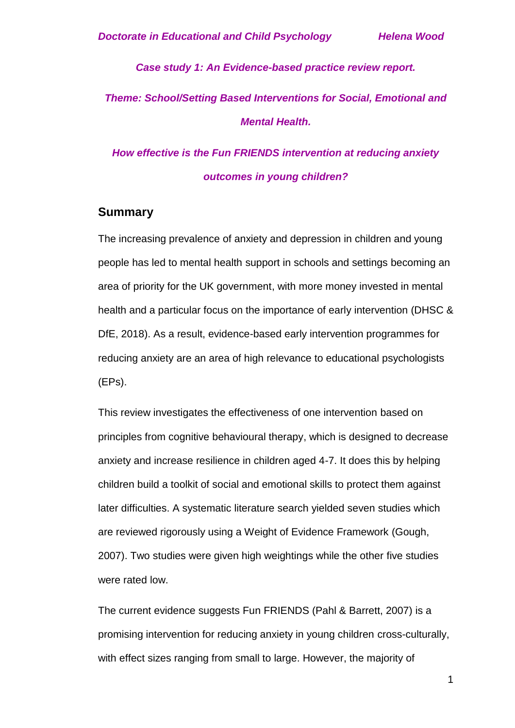*Doctorate in Educational and Child Psychology* *Helena Wood*

***Case study 1: An Evidence-based practice review report.***

***Theme: School/Setting Based Interventions for Social, Emotional and Mental Health.***

# ***How effective is the Fun FRIENDS intervention at reducing anxiety outcomes in young children?***

## Summary

The increasing prevalence of anxiety and depression in children and young people has led to mental health support in schools and settings becoming an area of priority for the UK government, with more money invested in mental health and a particular focus on the importance of early intervention (DHSC & DfE, 2018). As a result, evidence-based early intervention programmes for reducing anxiety are an area of high relevance to educational psychologists (EPs).

This review investigates the effectiveness of one intervention based on principles from cognitive behavioural therapy, which is designed to decrease anxiety and increase resilience in children aged 4-7. It does this by helping children build a toolkit of social and emotional skills to protect them against later difficulties. A systematic literature search yielded seven studies which are reviewed rigorously using a Weight of Evidence Framework (Gough, 2007). Two studies were given high weightings while the other five studies were rated low.

The current evidence suggests Fun FRIENDS (Pahl & Barrett, 2007) is a promising intervention for reducing anxiety in young children cross-culturally, with effect sizes ranging from small to large. However, the majority of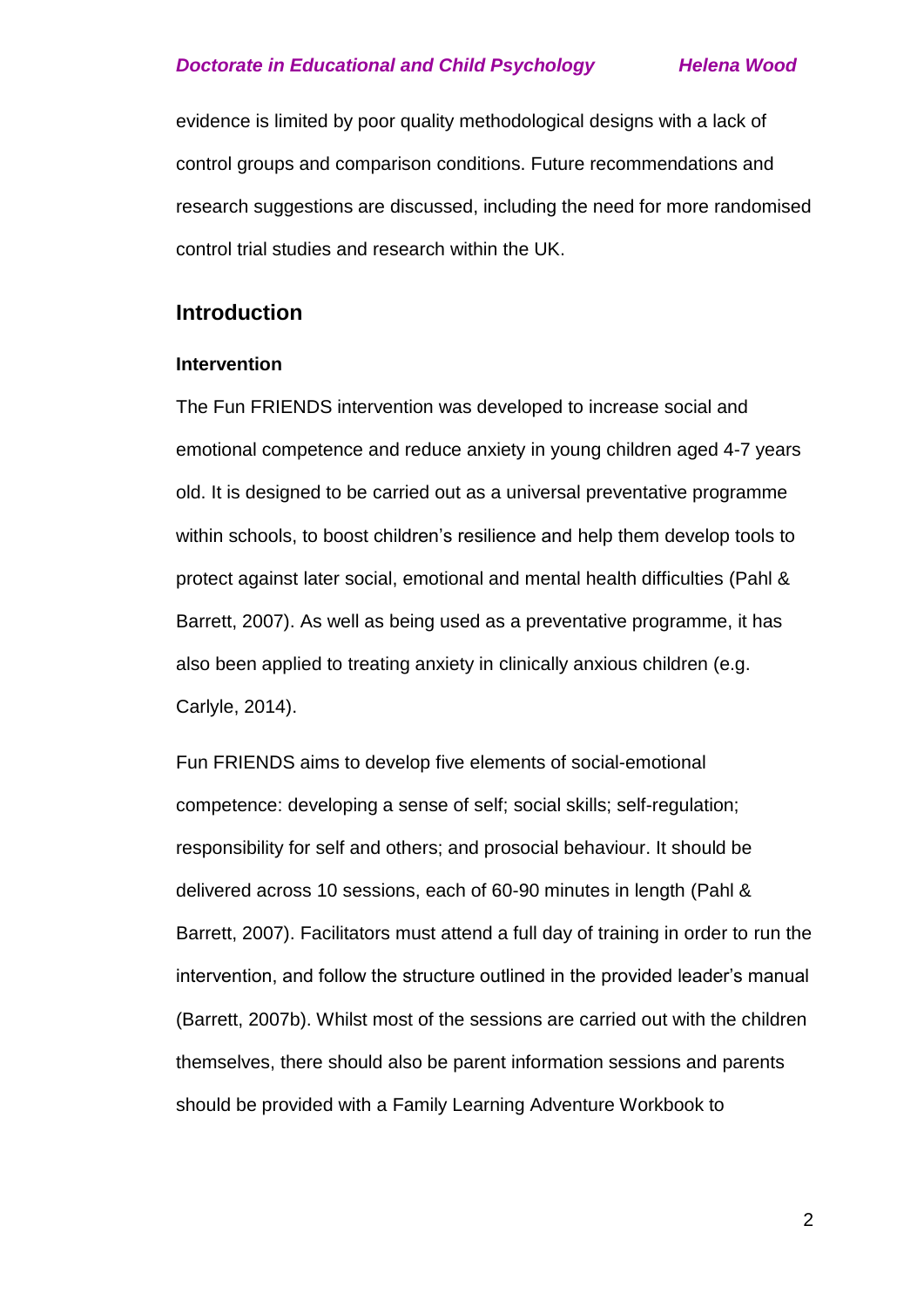evidence is limited by poor quality methodological designs with a lack of control groups and comparison conditions. Future recommendations and research suggestions are discussed, including the need for more randomised control trial studies and research within the UK.

## Introduction

### Intervention

The Fun FRIENDS intervention was developed to increase social and emotional competence and reduce anxiety in young children aged 4-7 years old. It is designed to be carried out as a universal preventative programme within schools, to boost children's resilience and help them develop tools to protect against later social, emotional and mental health difficulties (Pahl & Barrett, 2007). As well as being used as a preventative programme, it has also been applied to treating anxiety in clinically anxious children (e.g. Carlyle, 2014).

Fun FRIENDS aims to develop five elements of social-emotional competence: developing a sense of self; social skills; self-regulation; responsibility for self and others; and prosocial behaviour. It should be delivered across 10 sessions, each of 60-90 minutes in length (Pahl & Barrett, 2007). Facilitators must attend a full day of training in order to run the intervention, and follow the structure outlined in the provided leader's manual (Barrett, 2007b). Whilst most of the sessions are carried out with the children themselves, there should also be parent information sessions and parents should be provided with a Family Learning Adventure Workbook to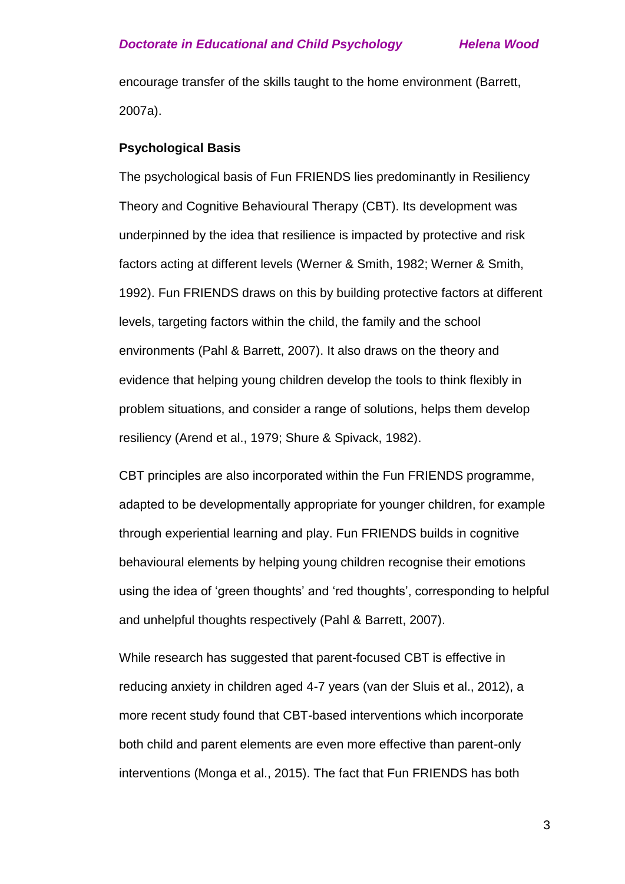encourage transfer of the skills taught to the home environment (Barrett, 2007a).

### Psychological Basis

The psychological basis of Fun FRIENDS lies predominantly in Resiliency Theory and Cognitive Behavioural Therapy (CBT). Its development was underpinned by the idea that resilience is impacted by protective and risk factors acting at different levels (Werner & Smith, 1982; Werner & Smith, 1992). Fun FRIENDS draws on this by building protective factors at different levels, targeting factors within the child, the family and the school environments (Pahl & Barrett, 2007). It also draws on the theory and evidence that helping young children develop the tools to think flexibly in problem situations, and consider a range of solutions, helps them develop resiliency (Arend et al., 1979; Shure & Spivack, 1982).

CBT principles are also incorporated within the Fun FRIENDS programme, adapted to be developmentally appropriate for younger children, for example through experiential learning and play. Fun FRIENDS builds in cognitive behavioural elements by helping young children recognise their emotions using the idea of 'green thoughts' and 'red thoughts', corresponding to helpful and unhelpful thoughts respectively (Pahl & Barrett, 2007).

While research has suggested that parent-focused CBT is effective in reducing anxiety in children aged 4-7 years (van der Sluis et al., 2012), a more recent study found that CBT-based interventions which incorporate both child and parent elements are even more effective than parent-only interventions (Monga et al., 2015). The fact that Fun FRIENDS has both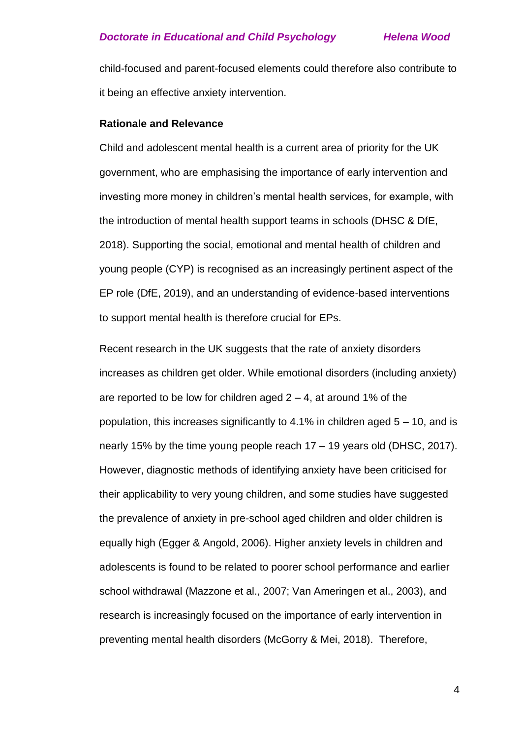child-focused and parent-focused elements could therefore also contribute to it being an effective anxiety intervention.

**Rationale and Relevance**

Child and adolescent mental health is a current area of priority for the UK government, who are emphasising the importance of early intervention and investing more money in children's mental health services, for example, with the introduction of mental health support teams in schools (DHSC & DfE, 2018). Supporting the social, emotional and mental health of children and young people (CYP) is recognised as an increasingly pertinent aspect of the EP role (DfE, 2019), and an understanding of evidence-based interventions to support mental health is therefore crucial for EPs.

Recent research in the UK suggests that the rate of anxiety disorders increases as children get older. While emotional disorders (including anxiety) are reported to be low for children aged 2 – 4, at around 1% of the population, this increases significantly to 4.1% in children aged 5 – 10, and is nearly 15% by the time young people reach 17 – 19 years old (DHSC, 2017). However, diagnostic methods of identifying anxiety have been criticised for their applicability to very young children, and some studies have suggested the prevalence of anxiety in pre-school aged children and older children is equally high (Egger & Angold, 2006). Higher anxiety levels in children and adolescents is found to be related to poorer school performance and earlier school withdrawal (Mazzone et al., 2007; Van Ameringen et al., 2003), and research is increasingly focused on the importance of early intervention in preventing mental health disorders (McGorry & Mei, 2018). Therefore,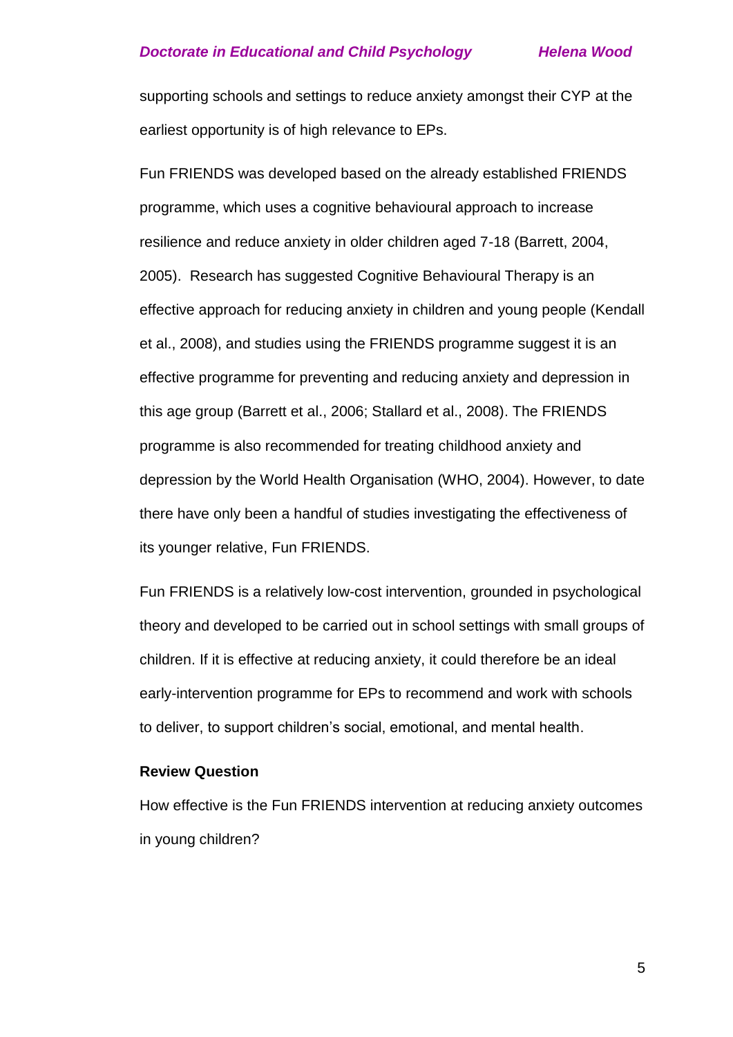supporting schools and settings to reduce anxiety amongst their CYP at the earliest opportunity is of high relevance to EPs.

Fun FRIENDS was developed based on the already established FRIENDS programme, which uses a cognitive behavioural approach to increase resilience and reduce anxiety in older children aged 7-18 (Barrett, 2004, 2005). Research has suggested Cognitive Behavioural Therapy is an effective approach for reducing anxiety in children and young people (Kendall et al., 2008), and studies using the FRIENDS programme suggest it is an effective programme for preventing and reducing anxiety and depression in this age group (Barrett et al., 2006; Stallard et al., 2008). The FRIENDS programme is also recommended for treating childhood anxiety and depression by the World Health Organisation (WHO, 2004). However, to date there have only been a handful of studies investigating the effectiveness of its younger relative, Fun FRIENDS.

Fun FRIENDS is a relatively low-cost intervention, grounded in psychological theory and developed to be carried out in school settings with small groups of children. If it is effective at reducing anxiety, it could therefore be an ideal early-intervention programme for EPs to recommend and work with schools to deliver, to support children's social, emotional, and mental health.

### Review Question

How effective is the Fun FRIENDS intervention at reducing anxiety outcomes in young children?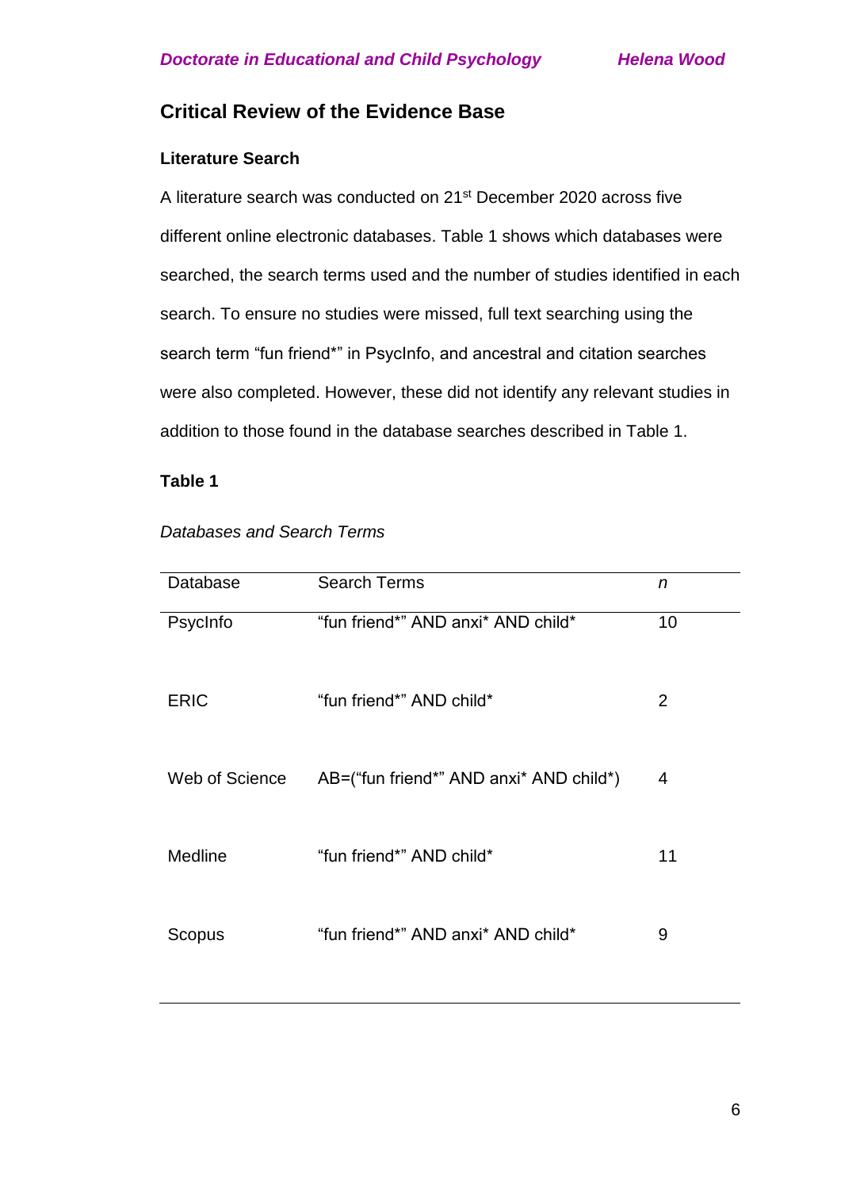## Critical Review of the Evidence Base

### Literature Search

A literature search was conducted on 21st December 2020 across five different online electronic databases. Table 1 shows which databases were searched, the search terms used and the number of studies identified in each search. To ensure no studies were missed, full text searching using the search term “fun friend*” in PsycInfo, and ancestral and citation searches were also completed. However, these did not identify any relevant studies in addition to those found in the database searches described in Table 1.

**Table 1**

*Databases and Search Terms*

| Database | Search Terms | *n* |
|---|---|---|
| PsycInfo | “fun friend*” AND anxi* AND child* | 10 |
| ERIC | “fun friend*” AND child* | 2 |
| Web of Science | AB=(“fun friend*” AND anxi* AND child*) | 4 |
| Medline | “fun friend*” AND child* | 11 |
| Scopus | “fun friend*” AND anxi* AND child* | 9 |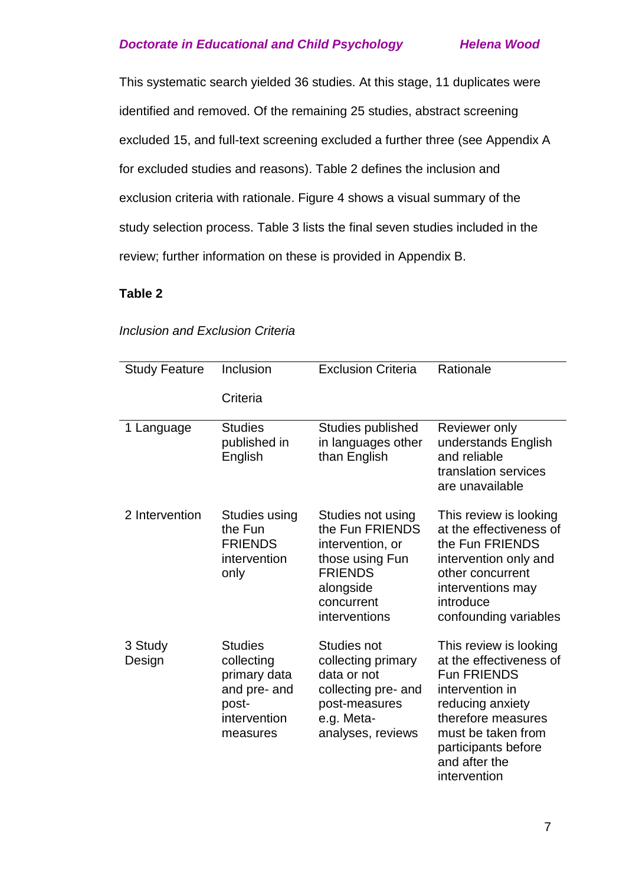This systematic search yielded 36 studies. At this stage, 11 duplicates were identified and removed. Of the remaining 25 studies, abstract screening excluded 15, and full-text screening excluded a further three (see Appendix A for excluded studies and reasons). Table 2 defines the inclusion and exclusion criteria with rationale. Figure 4 shows a visual summary of the study selection process. Table 3 lists the final seven studies included in the review; further information on these is provided in Appendix B.

**Table 2**

*Inclusion and Exclusion Criteria*

| Study Feature | Inclusion Criteria | Exclusion Criteria | Rationale |
|---|---|---|---|
| 1 Language | Studies published in English | Studies published in languages other than English | Reviewer only understands English and reliable translation services are unavailable |
| 2 Intervention | Studies using the Fun FRIENDS intervention only | Studies not using the Fun FRIENDS intervention, or those using Fun FRIENDS alongside concurrent interventions | This review is looking at the effectiveness of the Fun FRIENDS intervention only and other concurrent interventions may introduce confounding variables |
| 3 Study Design | Studies collecting primary data and pre- and post-intervention measures | Studies not collecting primary data or not collecting pre- and post-measures e.g. Meta-analyses, reviews | This review is looking at the effectiveness of Fun FRIENDS intervention in reducing anxiety therefore measures must be taken from participants before and after the intervention |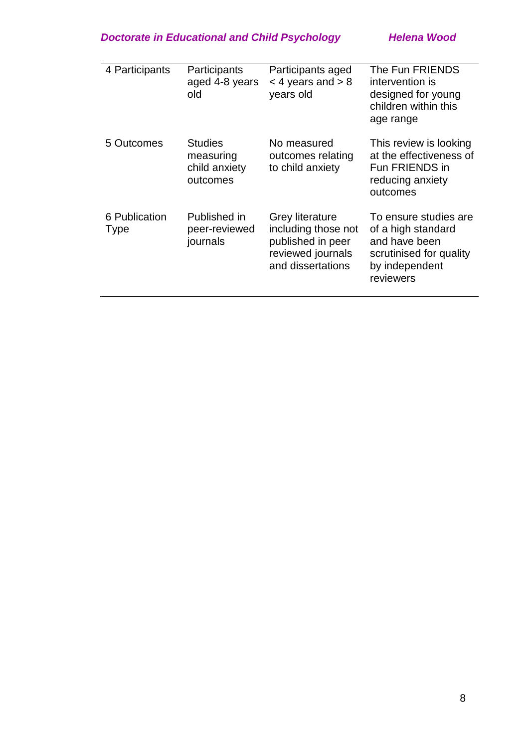| | | | |
|---|---|---|---|
| 4 Participants | Participants aged 4-8 years old | Participants aged < 4 years and > 8 years old | The Fun FRIENDS intervention is designed for young children within this age range |
| 5 Outcomes | Studies measuring child anxiety outcomes | No measured outcomes relating to child anxiety | This review is looking at the effectiveness of Fun FRIENDS in reducing anxiety outcomes |
| 6 Publication Type | Published in peer-reviewed journals | Grey literature including those not published in peer reviewed journals and dissertations | To ensure studies are of a high standard and have been scrutinised for quality by independent reviewers |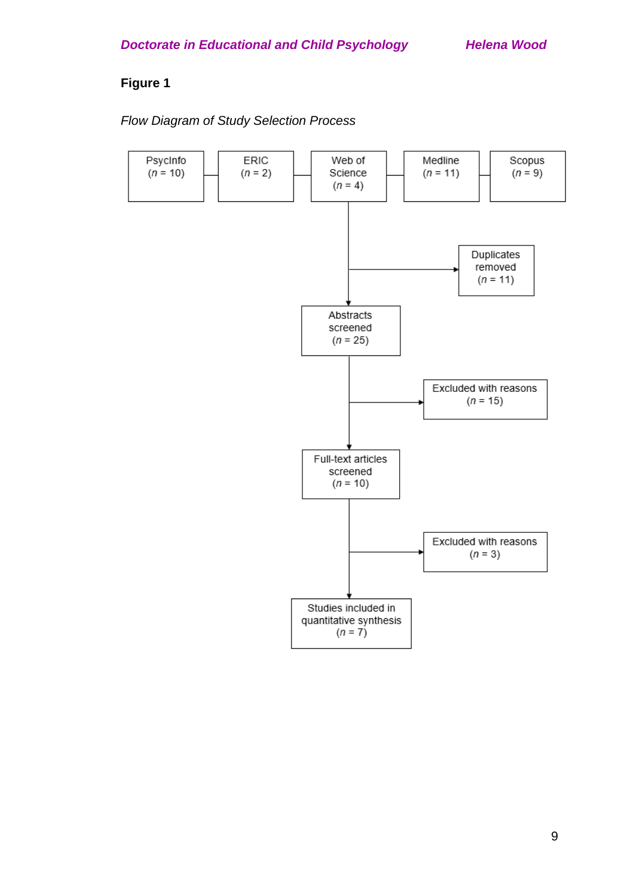**Figure 1**

*Flow Diagram of Study Selection Process*

PsycInfo (*n* = 10)

ERIC (*n* = 2)

Web of Science (*n* = 4)

Medline (*n* = 11)

Scopus (*n* = 9)

Duplicates removed (*n* = 11)

Abstracts screened (*n* = 25)

Excluded with reasons (*n* = 15)

Full-text articles screened (*n* = 10)

Excluded with reasons (*n* = 3)

Studies included in quantitative synthesis (*n* = 7)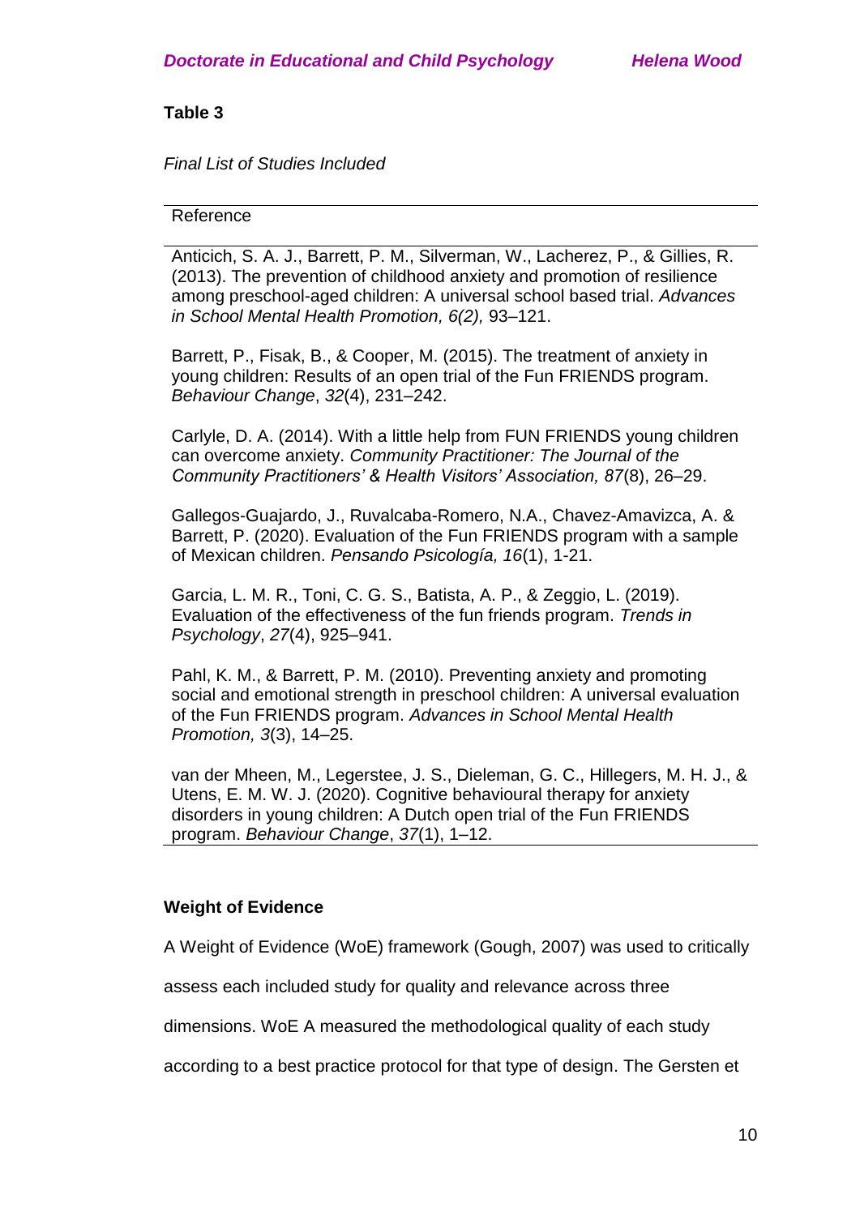**Table 3**

*Final List of Studies Included*

| Reference |
|---|
| Anticich, S. A. J., Barrett, P. M., Silverman, W., Lacherez, P., & Gillies, R. (2013). The prevention of childhood anxiety and promotion of resilience among preschool-aged children: A universal school based trial. *Advances in School Mental Health Promotion, 6(2),* 93–121. |
| Barrett, P., Fisak, B., & Cooper, M. (2015). The treatment of anxiety in young children: Results of an open trial of the Fun FRIENDS program. *Behaviour Change*, *32*(4), 231–242. |
| Carlyle, D. A. (2014). With a little help from FUN FRIENDS young children can overcome anxiety. *Community Practitioner: The Journal of the Community Practitioners' & Health Visitors' Association, 87*(8), 26–29. |
| Gallegos-Guajardo, J., Ruvalcaba-Romero, N.A., Chavez-Amavizca, A. & Barrett, P. (2020). Evaluation of the Fun FRIENDS program with a sample of Mexican children. *Pensando Psicología, 16*(1), 1-21. |
| Garcia, L. M. R., Toni, C. G. S., Batista, A. P., & Zeggio, L. (2019). Evaluation of the effectiveness of the fun friends program. *Trends in Psychology*, *27*(4), 925–941. |
| Pahl, K. M., & Barrett, P. M. (2010). Preventing anxiety and promoting social and emotional strength in preschool children: A universal evaluation of the Fun FRIENDS program. *Advances in School Mental Health Promotion, 3*(3), 14–25. |
| van der Mheen, M., Legerstee, J. S., Dieleman, G. C., Hillegers, M. H. J., & Utens, E. M. W. J. (2020). Cognitive behavioural therapy for anxiety disorders in young children: A Dutch open trial of the Fun FRIENDS program. *Behaviour Change*, *37*(1), 1–12. |

**Weight of Evidence**

A Weight of Evidence (WoE) framework (Gough, 2007) was used to critically assess each included study for quality and relevance across three dimensions. WoE A measured the methodological quality of each study according to a best practice protocol for that type of design. The Gersten et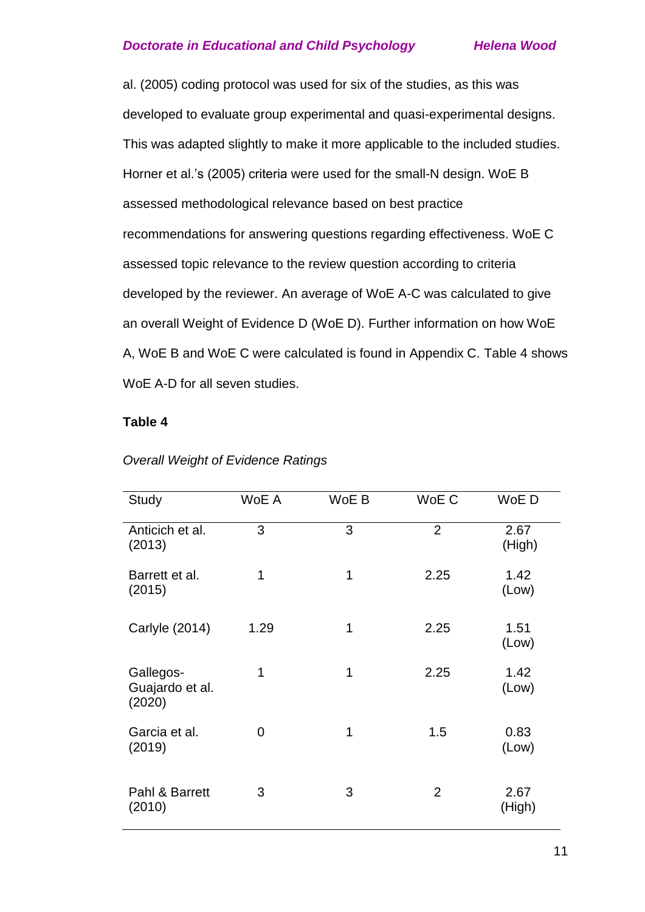al. (2005) coding protocol was used for six of the studies, as this was developed to evaluate group experimental and quasi-experimental designs. This was adapted slightly to make it more applicable to the included studies. Horner et al.'s (2005) criteria were used for the small-N design. WoE B assessed methodological relevance based on best practice recommendations for answering questions regarding effectiveness. WoE C assessed topic relevance to the review question according to criteria developed by the reviewer. An average of WoE A-C was calculated to give an overall Weight of Evidence D (WoE D). Further information on how WoE A, WoE B and WoE C were calculated is found in Appendix C. Table 4 shows WoE A-D for all seven studies.

**Table 4**

*Overall Weight of Evidence Ratings*

| Study | WoE A | WoE B | WoE C | WoE D |
|---|---|---|---|---|
| Anticich et al. (2013) | 3 | 3 | 2 | 2.67 (High) |
| Barrett et al. (2015) | 1 | 1 | 2.25 | 1.42 (Low) |
| Carlyle (2014) | 1.29 | 1 | 2.25 | 1.51 (Low) |
| Gallegos-Guajardo et al. (2020) | 1 | 1 | 2.25 | 1.42 (Low) |
| Garcia et al. (2019) | 0 | 1 | 1.5 | 0.83 (Low) |
| Pahl & Barrett (2010) | 3 | 3 | 2 | 2.67 (High) |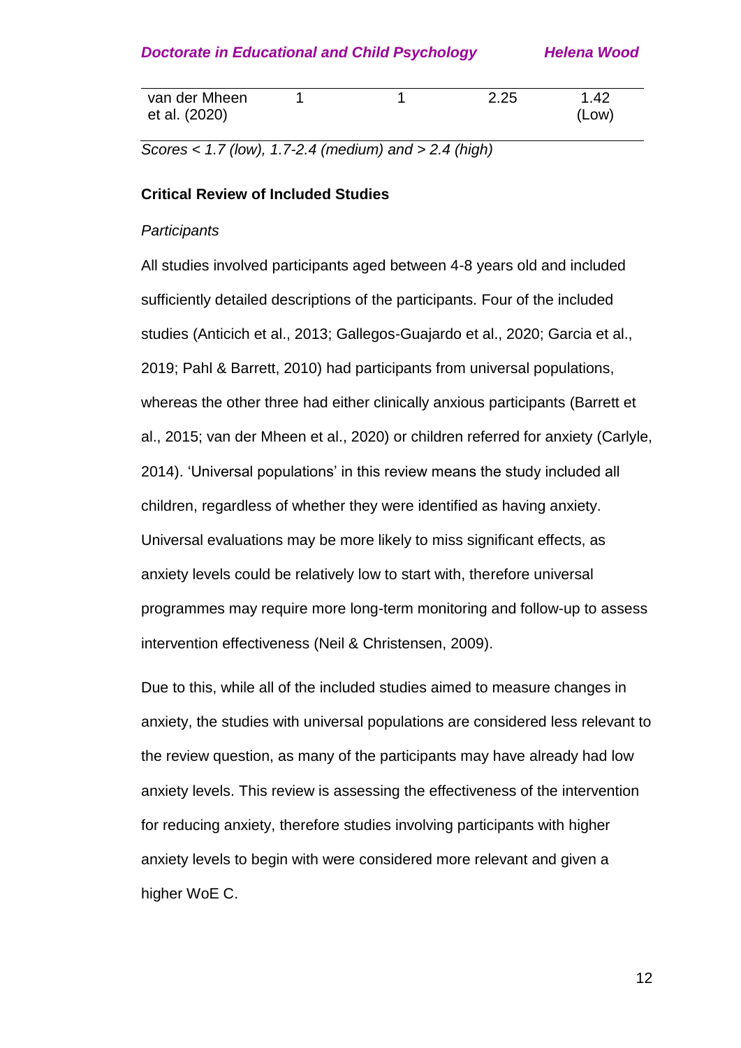| van der Mheen et al. (2020) | 1 | 1 | 2.25 | 1.42 (Low) |
|---|---|---|---|---|

*Scores < 1.7 (low), 1.7-2.4 (medium) and > 2.4 (high)*

**Critical Review of Included Studies**

*Participants*

All studies involved participants aged between 4-8 years old and included sufficiently detailed descriptions of the participants. Four of the included studies (Anticich et al., 2013; Gallegos-Guajardo et al., 2020; Garcia et al., 2019; Pahl & Barrett, 2010) had participants from universal populations, whereas the other three had either clinically anxious participants (Barrett et al., 2015; van der Mheen et al., 2020) or children referred for anxiety (Carlyle, 2014). 'Universal populations' in this review means the study included all children, regardless of whether they were identified as having anxiety. Universal evaluations may be more likely to miss significant effects, as anxiety levels could be relatively low to start with, therefore universal programmes may require more long-term monitoring and follow-up to assess intervention effectiveness (Neil & Christensen, 2009).

Due to this, while all of the included studies aimed to measure changes in anxiety, the studies with universal populations are considered less relevant to the review question, as many of the participants may have already had low anxiety levels. This review is assessing the effectiveness of the intervention for reducing anxiety, therefore studies involving participants with higher anxiety levels to begin with were considered more relevant and given a higher WoE C.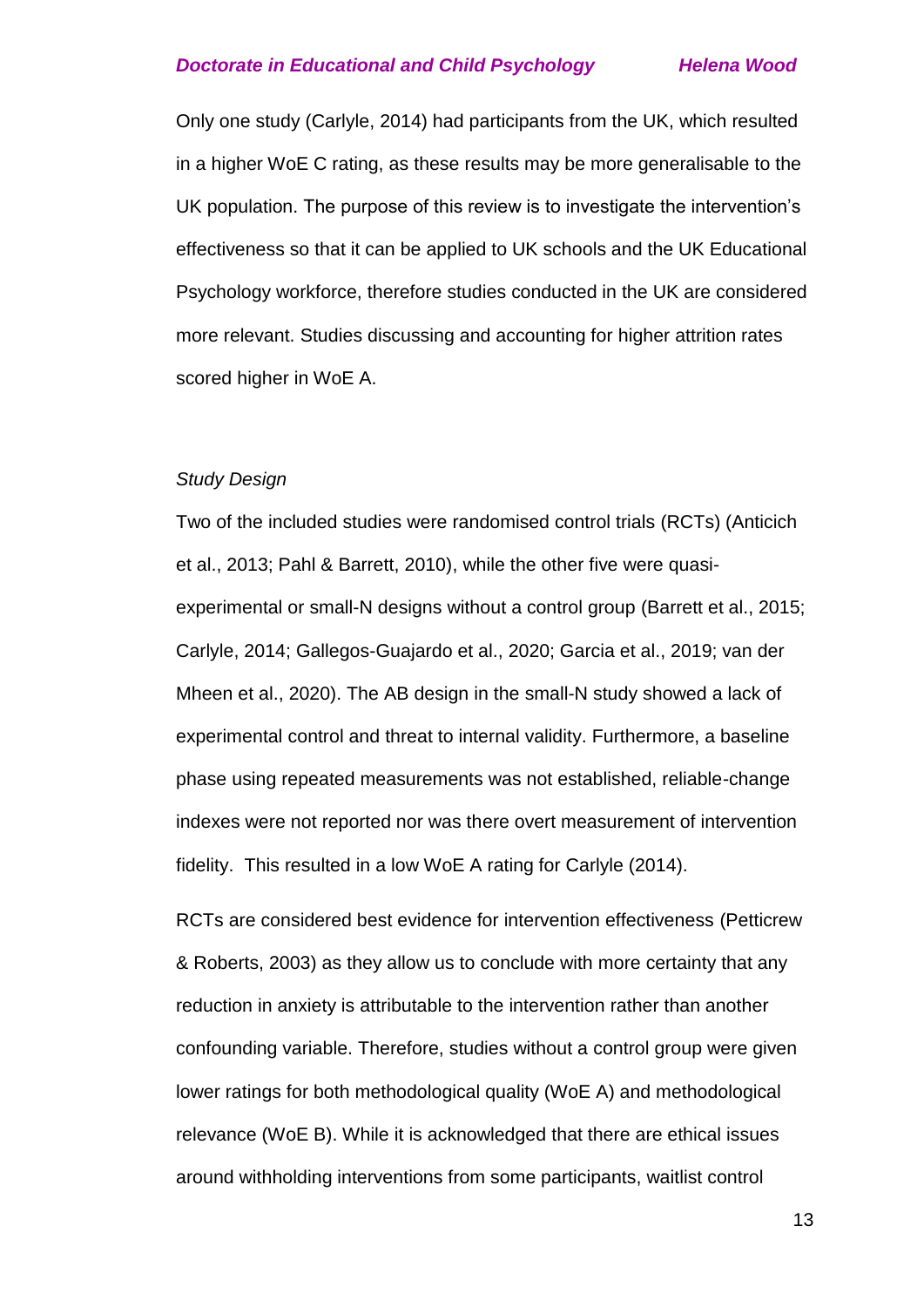Only one study (Carlyle, 2014) had participants from the UK, which resulted in a higher WoE C rating, as these results may be more generalisable to the UK population. The purpose of this review is to investigate the intervention's effectiveness so that it can be applied to UK schools and the UK Educational Psychology workforce, therefore studies conducted in the UK are considered more relevant. Studies discussing and accounting for higher attrition rates scored higher in WoE A.

*Study Design*

Two of the included studies were randomised control trials (RCTs) (Anticich et al., 2013; Pahl & Barrett, 2010), while the other five were quasi-experimental or small-N designs without a control group (Barrett et al., 2015; Carlyle, 2014; Gallegos-Guajardo et al., 2020; Garcia et al., 2019; van der Mheen et al., 2020). The AB design in the small-N study showed a lack of experimental control and threat to internal validity. Furthermore, a baseline phase using repeated measurements was not established, reliable-change indexes were not reported nor was there overt measurement of intervention fidelity. This resulted in a low WoE A rating for Carlyle (2014).

RCTs are considered best evidence for intervention effectiveness (Petticrew & Roberts, 2003) as they allow us to conclude with more certainty that any reduction in anxiety is attributable to the intervention rather than another confounding variable. Therefore, studies without a control group were given lower ratings for both methodological quality (WoE A) and methodological relevance (WoE B). While it is acknowledged that there are ethical issues around withholding interventions from some participants, waitlist control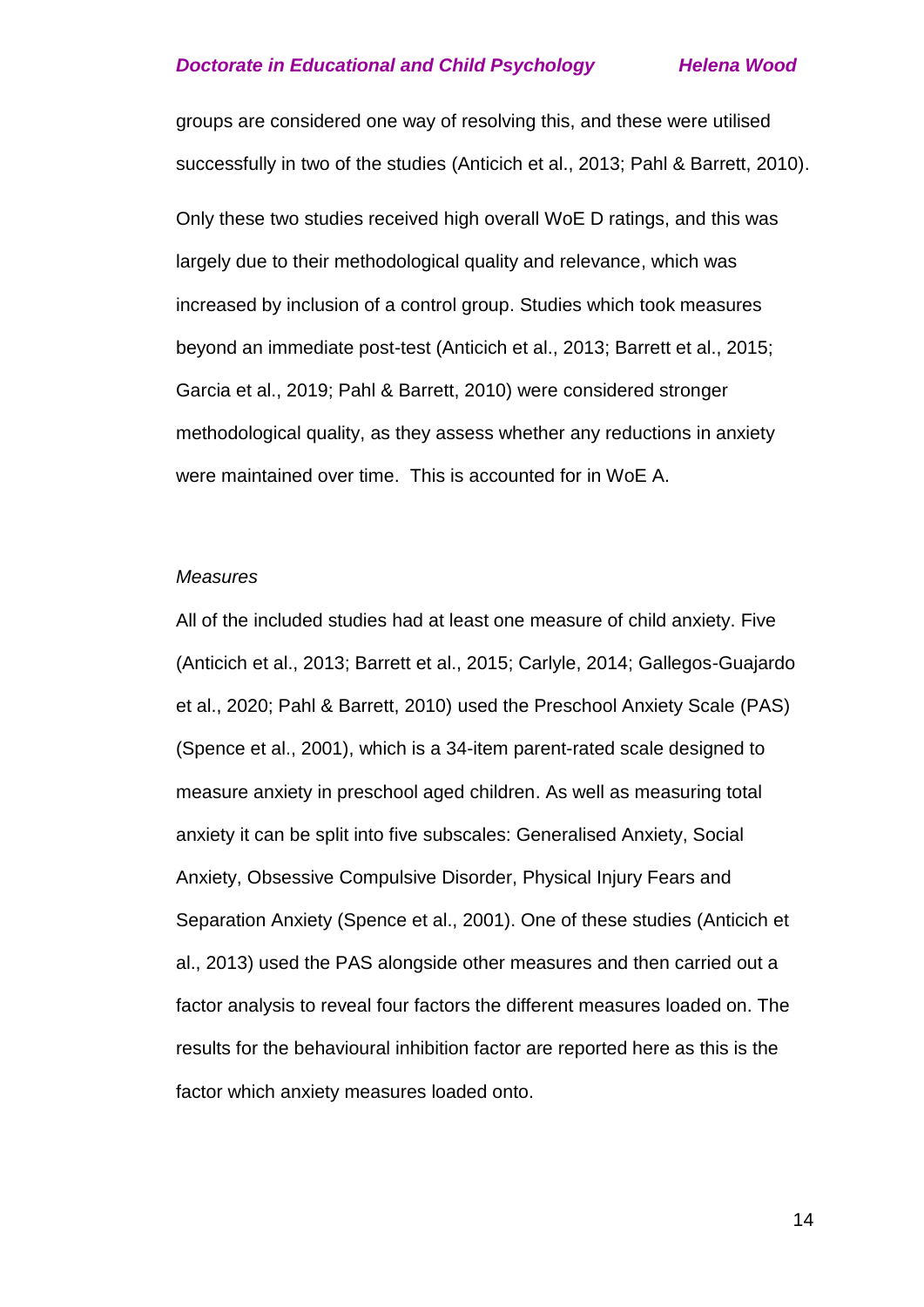groups are considered one way of resolving this, and these were utilised successfully in two of the studies (Anticich et al., 2013; Pahl & Barrett, 2010).

Only these two studies received high overall WoE D ratings, and this was largely due to their methodological quality and relevance, which was increased by inclusion of a control group. Studies which took measures beyond an immediate post-test (Anticich et al., 2013; Barrett et al., 2015; Garcia et al., 2019; Pahl & Barrett, 2010) were considered stronger methodological quality, as they assess whether any reductions in anxiety were maintained over time.  This is accounted for in WoE A.

*Measures*

All of the included studies had at least one measure of child anxiety. Five (Anticich et al., 2013; Barrett et al., 2015; Carlyle, 2014; Gallegos-Guajardo et al., 2020; Pahl & Barrett, 2010) used the Preschool Anxiety Scale (PAS) (Spence et al., 2001), which is a 34-item parent-rated scale designed to measure anxiety in preschool aged children. As well as measuring total anxiety it can be split into five subscales: Generalised Anxiety, Social Anxiety, Obsessive Compulsive Disorder, Physical Injury Fears and Separation Anxiety (Spence et al., 2001). One of these studies (Anticich et al., 2013) used the PAS alongside other measures and then carried out a factor analysis to reveal four factors the different measures loaded on. The results for the behavioural inhibition factor are reported here as this is the factor which anxiety measures loaded onto.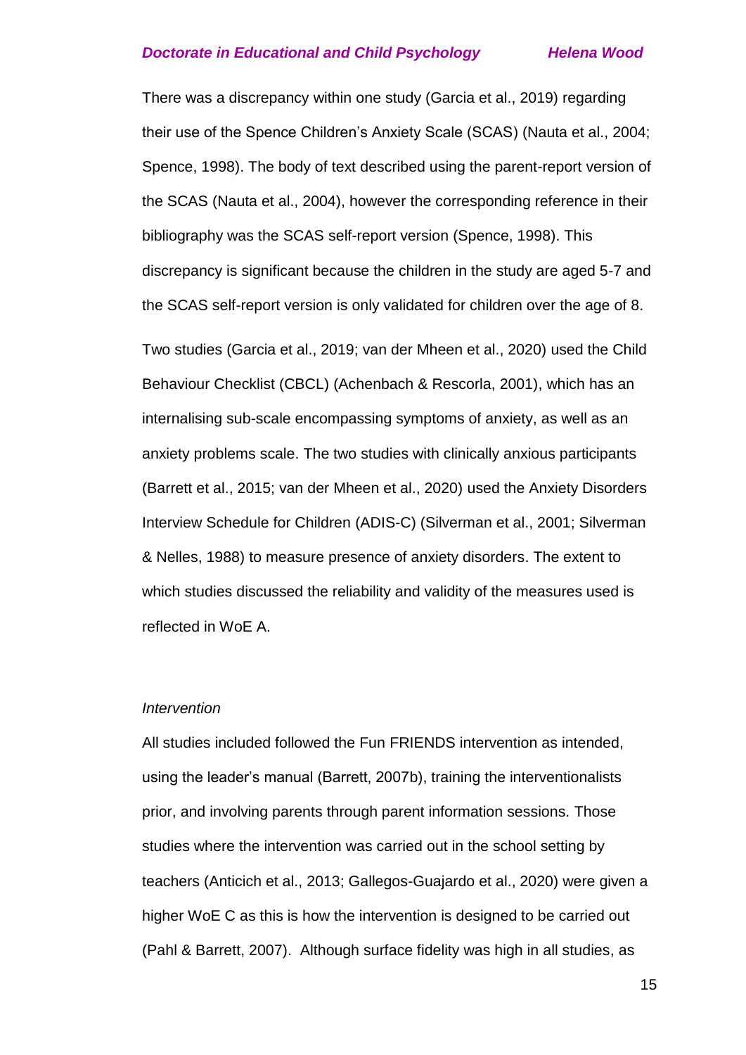There was a discrepancy within one study (Garcia et al., 2019) regarding their use of the Spence Children's Anxiety Scale (SCAS) (Nauta et al., 2004; Spence, 1998). The body of text described using the parent-report version of the SCAS (Nauta et al., 2004), however the corresponding reference in their bibliography was the SCAS self-report version (Spence, 1998). This discrepancy is significant because the children in the study are aged 5-7 and the SCAS self-report version is only validated for children over the age of 8.

Two studies (Garcia et al., 2019; van der Mheen et al., 2020) used the Child Behaviour Checklist (CBCL) (Achenbach & Rescorla, 2001), which has an internalising sub-scale encompassing symptoms of anxiety, as well as an anxiety problems scale. The two studies with clinically anxious participants (Barrett et al., 2015; van der Mheen et al., 2020) used the Anxiety Disorders Interview Schedule for Children (ADIS-C) (Silverman et al., 2001; Silverman & Nelles, 1988) to measure presence of anxiety disorders. The extent to which studies discussed the reliability and validity of the measures used is reflected in WoE A.

*Intervention*

All studies included followed the Fun FRIENDS intervention as intended, using the leader's manual (Barrett, 2007b), training the interventionalists prior, and involving parents through parent information sessions. Those studies where the intervention was carried out in the school setting by teachers (Anticich et al., 2013; Gallegos-Guajardo et al., 2020) were given a higher WoE C as this is how the intervention is designed to be carried out (Pahl & Barrett, 2007). Although surface fidelity was high in all studies, as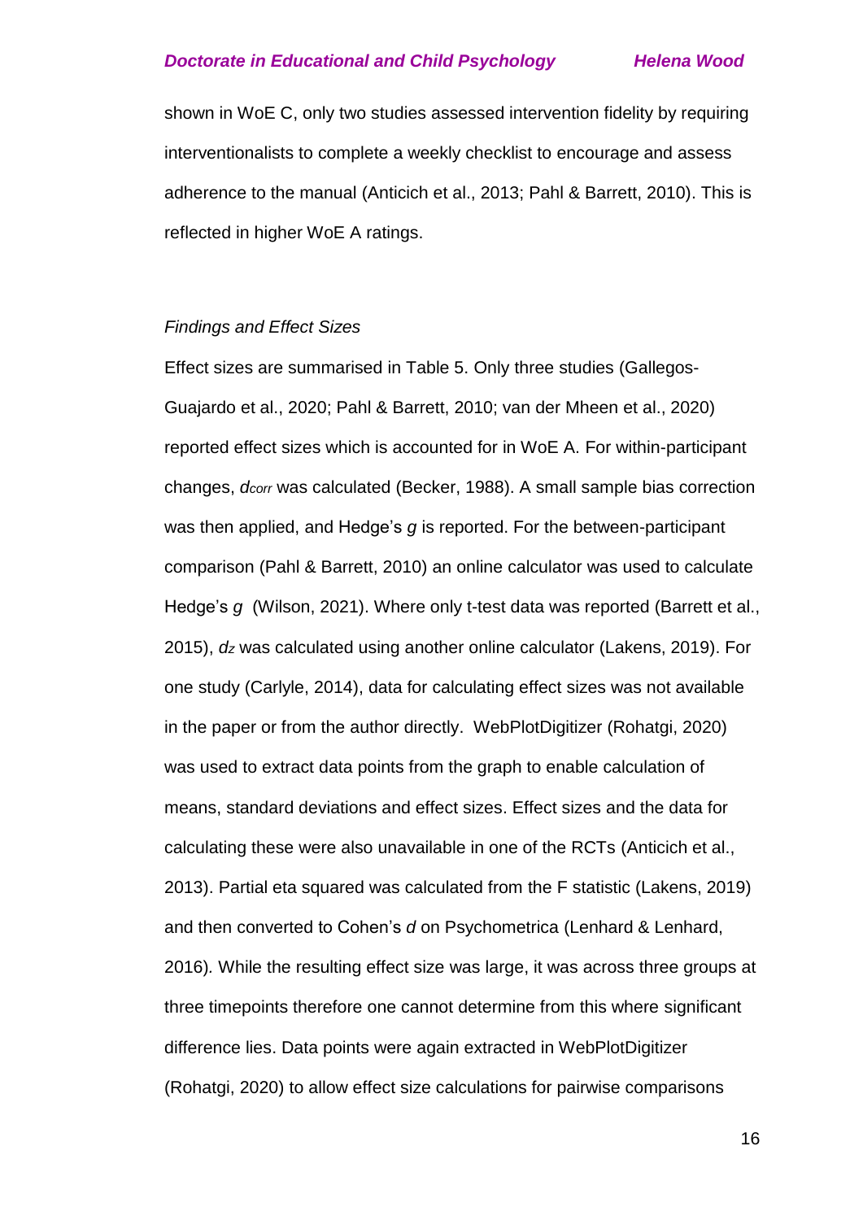shown in WoE C, only two studies assessed intervention fidelity by requiring interventionalists to complete a weekly checklist to encourage and assess adherence to the manual (Anticich et al., 2013; Pahl & Barrett, 2010). This is reflected in higher WoE A ratings.

*Findings and Effect Sizes*

Effect sizes are summarised in Table 5. Only three studies (Gallegos-Guajardo et al., 2020; Pahl & Barrett, 2010; van der Mheen et al., 2020) reported effect sizes which is accounted for in WoE A. For within-participant changes, $d_{corr}$ was calculated (Becker, 1988). A small sample bias correction was then applied, and Hedge's *g* is reported. For the between-participant comparison (Pahl & Barrett, 2010) an online calculator was used to calculate Hedge's *g* (Wilson, 2021). Where only t-test data was reported (Barrett et al., 2015), $d_z$ was calculated using another online calculator (Lakens, 2019). For one study (Carlyle, 2014), data for calculating effect sizes was not available in the paper or from the author directly. WebPlotDigitizer (Rohatgi, 2020) was used to extract data points from the graph to enable calculation of means, standard deviations and effect sizes. Effect sizes and the data for calculating these were also unavailable in one of the RCTs (Anticich et al., 2013). Partial eta squared was calculated from the F statistic (Lakens, 2019) and then converted to Cohen's *d* on Psychometrica (Lenhard & Lenhard, 2016)*.* While the resulting effect size was large, it was across three groups at three timepoints therefore one cannot determine from this where significant difference lies. Data points were again extracted in WebPlotDigitizer (Rohatgi, 2020) to allow effect size calculations for pairwise comparisons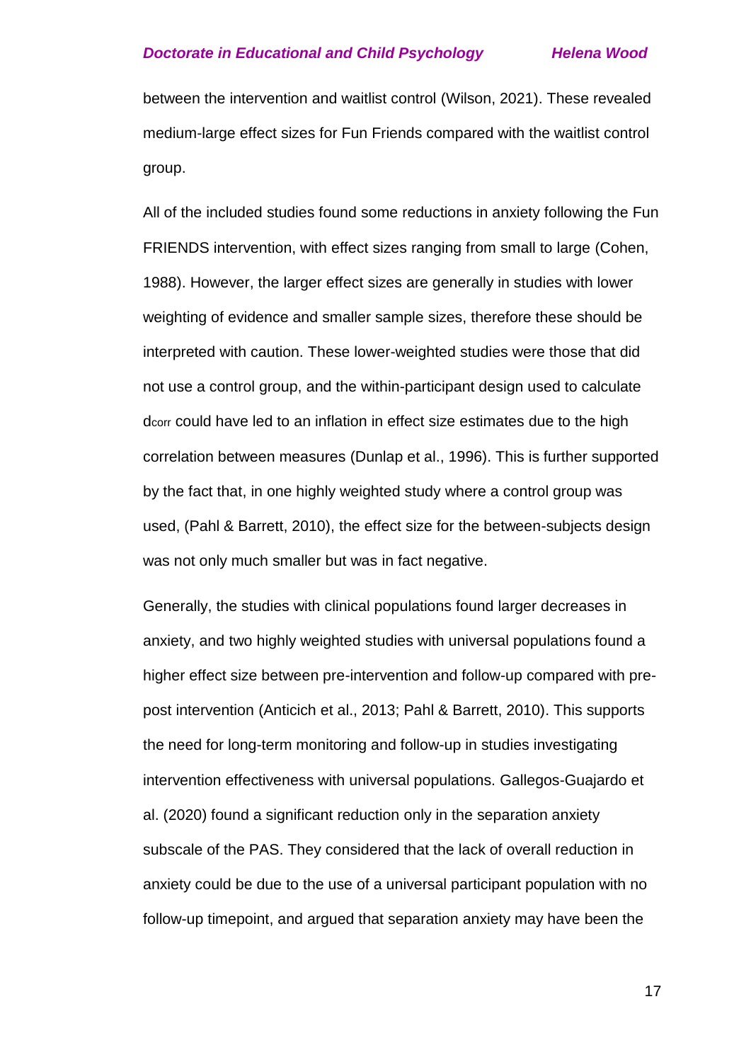between the intervention and waitlist control (Wilson, 2021). These revealed medium-large effect sizes for Fun Friends compared with the waitlist control group.

All of the included studies found some reductions in anxiety following the Fun FRIENDS intervention, with effect sizes ranging from small to large (Cohen, 1988). However, the larger effect sizes are generally in studies with lower weighting of evidence and smaller sample sizes, therefore these should be interpreted with caution. These lower-weighted studies were those that did not use a control group, and the within-participant design used to calculate $d_{corr}$ could have led to an inflation in effect size estimates due to the high correlation between measures (Dunlap et al., 1996). This is further supported by the fact that, in one highly weighted study where a control group was used, (Pahl & Barrett, 2010), the effect size for the between-subjects design was not only much smaller but was in fact negative.

Generally, the studies with clinical populations found larger decreases in anxiety, and two highly weighted studies with universal populations found a higher effect size between pre-intervention and follow-up compared with pre-post intervention (Anticich et al., 2013; Pahl & Barrett, 2010). This supports the need for long-term monitoring and follow-up in studies investigating intervention effectiveness with universal populations. Gallegos-Guajardo et al. (2020) found a significant reduction only in the separation anxiety subscale of the PAS. They considered that the lack of overall reduction in anxiety could be due to the use of a universal participant population with no follow-up timepoint, and argued that separation anxiety may have been the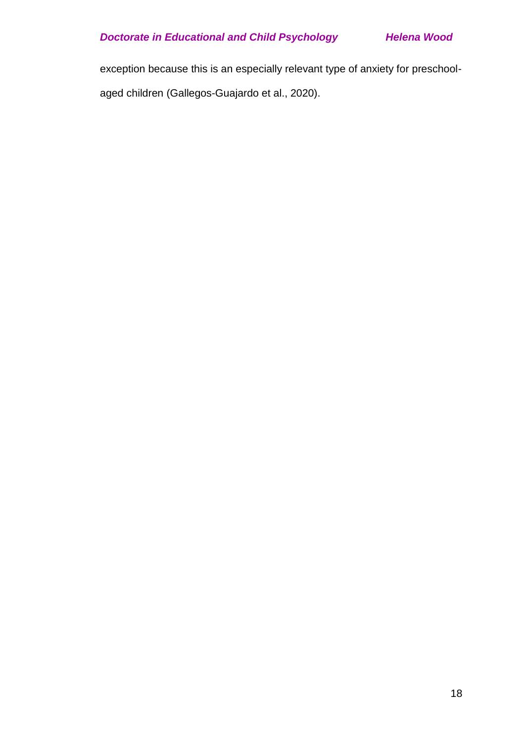exception because this is an especially relevant type of anxiety for preschool-aged children (Gallegos-Guajardo et al., 2020).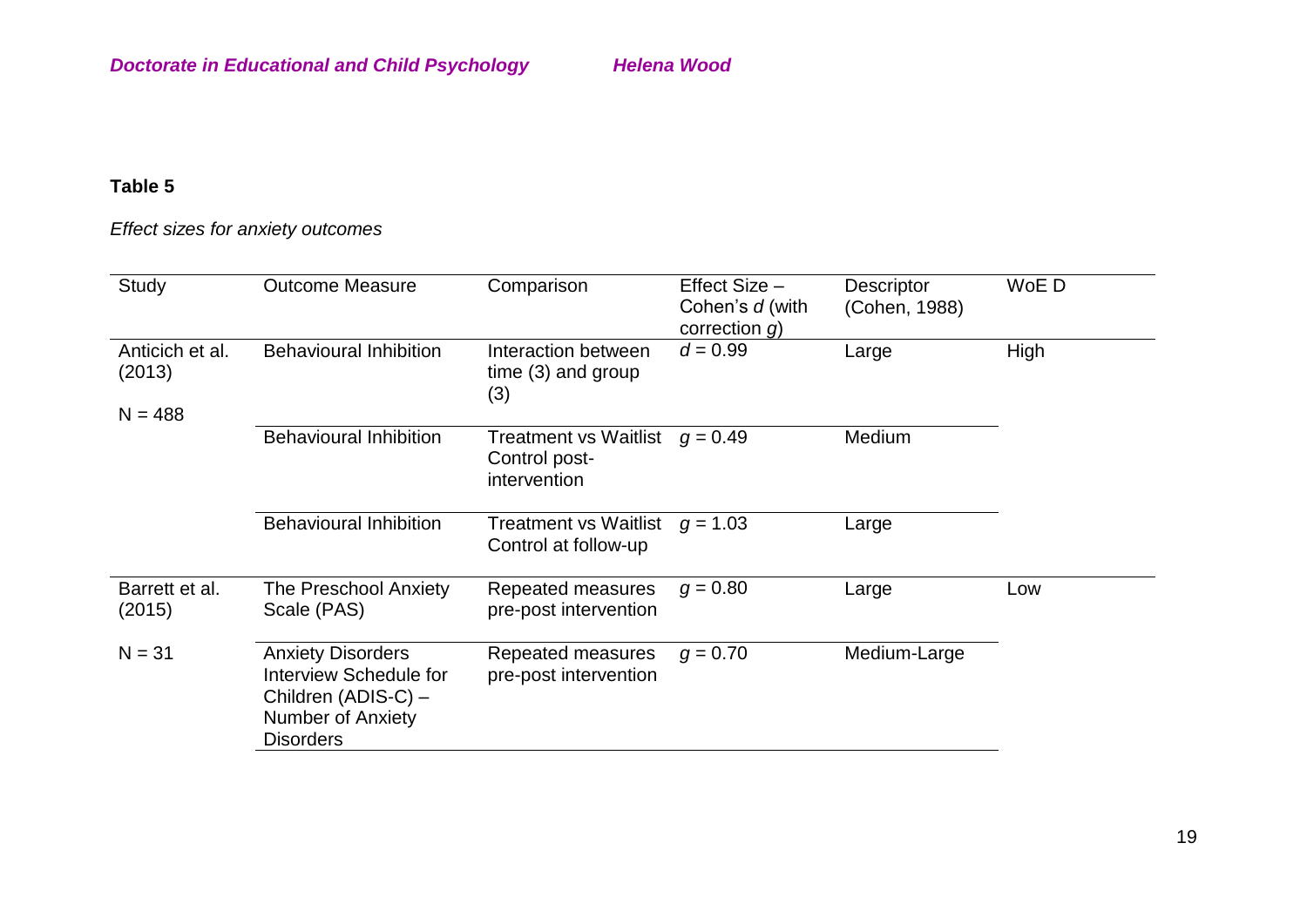**Table 5**

*Effect sizes for anxiety outcomes*

| Study | Outcome Measure | Comparison | Effect Size – Cohen's *d* (with correction *g*) | Descriptor (Cohen, 1988) | WoE D |
|---|---|---|---|---|---|
| Anticich et al. (2013) N = 488 | Behavioural Inhibition | Interaction between time (3) and group (3) | $d = 0.99$ | Large | High |
| | Behavioural Inhibition | Treatment vs Waitlist Control post-intervention | $g = 0.49$ | Medium | |
| | Behavioural Inhibition | Treatment vs Waitlist Control at follow-up | $g = 1.03$ | Large | |
| Barrett et al. (2015) N = 31 | The Preschool Anxiety Scale (PAS) | Repeated measures pre-post intervention | $g = 0.80$ | Large | Low |
| | Anxiety Disorders Interview Schedule for Children (ADIS-C) – Number of Anxiety Disorders | Repeated measures pre-post intervention | $g = 0.70$ | Medium-Large | |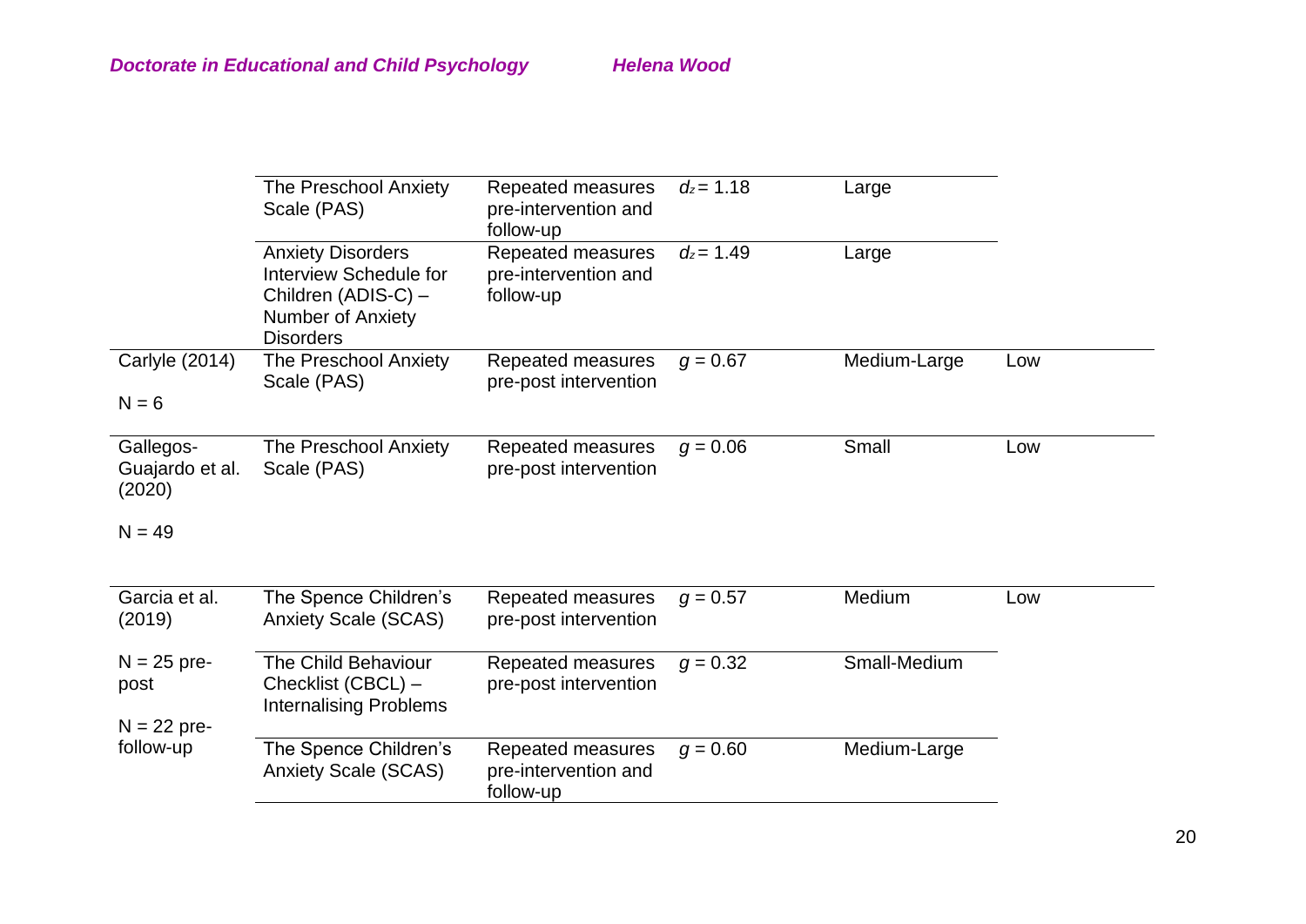| | | | | | |
|---|---|---|---|---|---|
| | The Preschool Anxiety Scale (PAS) | Repeated measures pre-intervention and follow-up | $d_z = 1.18$ | Large | |
| | Anxiety Disorders Interview Schedule for Children (ADIS-C) – Number of Anxiety Disorders | Repeated measures pre-intervention and follow-up | $d_z = 1.49$ | Large | |
| Carlyle (2014)<br><br>N = 6 | The Preschool Anxiety Scale (PAS) | Repeated measures pre-post intervention | $g = 0.67$ | Medium-Large | Low |
| Gallegos-Guajardo et al. (2020)<br><br>N = 49 | The Preschool Anxiety Scale (PAS) | Repeated measures pre-post intervention | $g = 0.06$ | Small | Low |
| Garcia et al. (2019)<br><br>N = 25 pre-post<br><br>N = 22 pre-follow-up | The Spence Children's Anxiety Scale (SCAS) | Repeated measures pre-post intervention | $g = 0.57$ | Medium | Low |
| | The Child Behaviour Checklist (CBCL) – Internalising Problems | Repeated measures pre-post intervention | $g = 0.32$ | Small-Medium | |
| | The Spence Children's Anxiety Scale (SCAS) | Repeated measures pre-intervention and follow-up | $g = 0.60$ | Medium-Large | |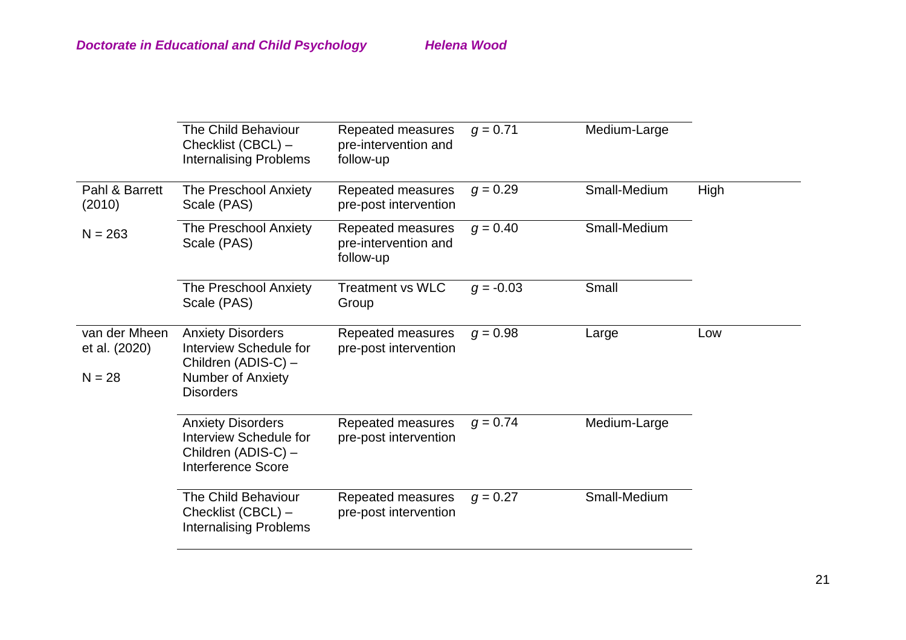| | | | | | |
|---|---|---|---|---|---|
| | The Child Behaviour Checklist (CBCL) – Internalising Problems | Repeated measures pre-intervention and follow-up | $g = 0.71$ | Medium-Large | |
| Pahl & Barrett (2010)<br><br>N = 263 | The Preschool Anxiety Scale (PAS) | Repeated measures pre-post intervention | $g = 0.29$ | Small-Medium | High |
| | The Preschool Anxiety Scale (PAS) | Repeated measures pre-intervention and follow-up | $g = 0.40$ | Small-Medium | |
| | The Preschool Anxiety Scale (PAS) | Treatment vs WLC Group | $g = -0.03$ | Small | |
| van der Mheen et al. (2020)<br><br>N = 28 | Anxiety Disorders Interview Schedule for Children (ADIS-C) – Number of Anxiety Disorders | Repeated measures pre-post intervention | $g = 0.98$ | Large | Low |
| | Anxiety Disorders Interview Schedule for Children (ADIS-C) – Interference Score | Repeated measures pre-post intervention | $g = 0.74$ | Medium-Large | |
| | The Child Behaviour Checklist (CBCL) – Internalising Problems | Repeated measures pre-post intervention | $g = 0.27$ | Small-Medium | |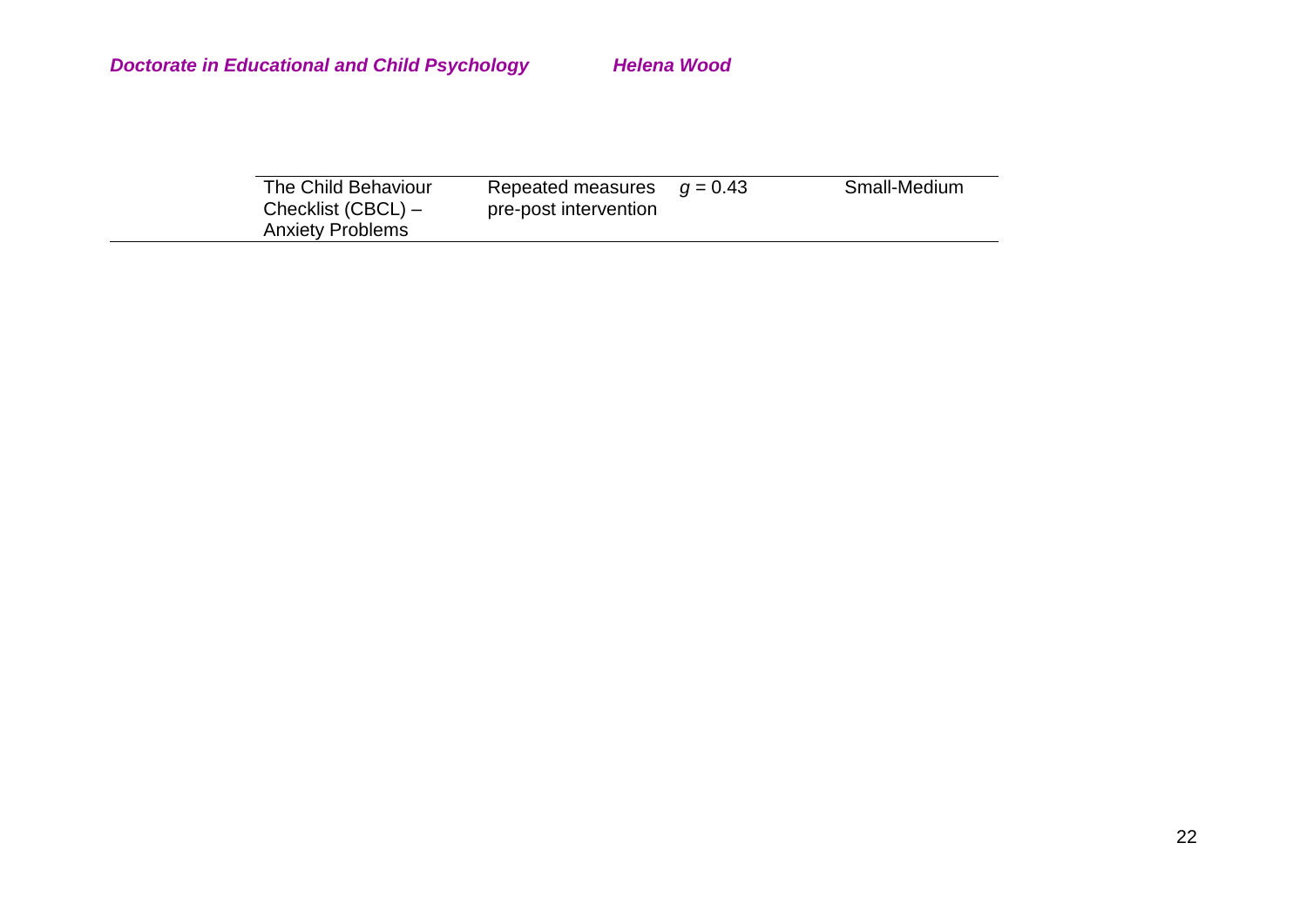| | | | | |
|---|---|---|---|---|
| | The Child Behaviour Checklist (CBCL) – Anxiety Problems | Repeated measures pre-post intervention | $g = 0.43$ | Small-Medium |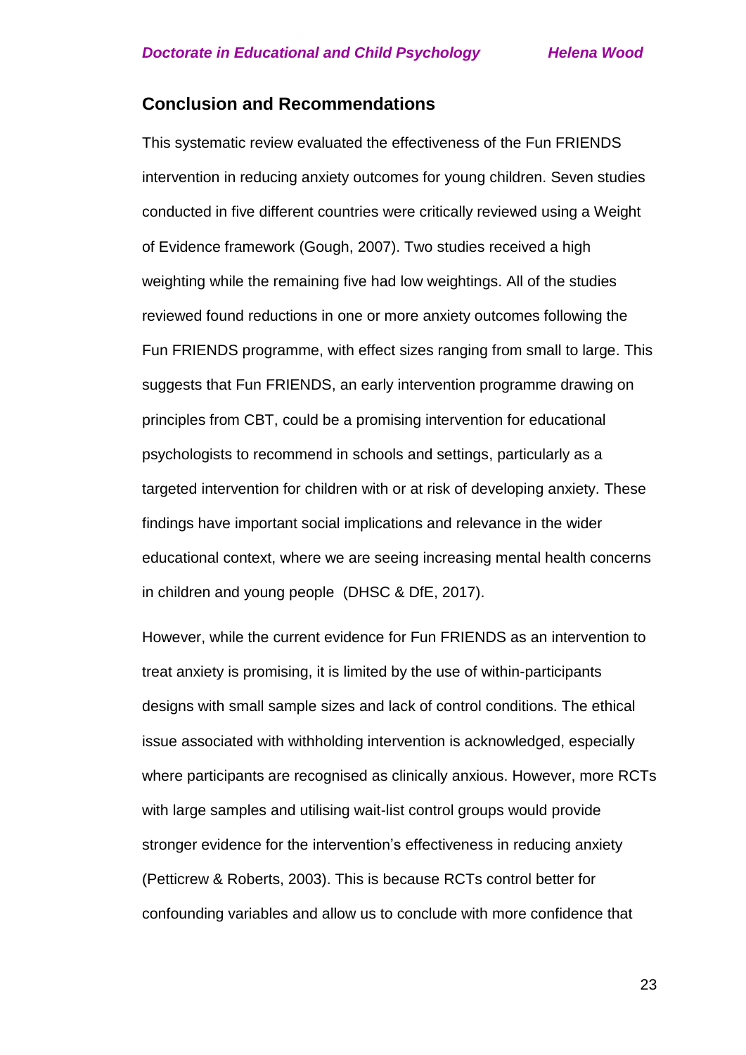## Conclusion and Recommendations

This systematic review evaluated the effectiveness of the Fun FRIENDS intervention in reducing anxiety outcomes for young children. Seven studies conducted in five different countries were critically reviewed using a Weight of Evidence framework (Gough, 2007). Two studies received a high weighting while the remaining five had low weightings. All of the studies reviewed found reductions in one or more anxiety outcomes following the Fun FRIENDS programme, with effect sizes ranging from small to large. This suggests that Fun FRIENDS, an early intervention programme drawing on principles from CBT, could be a promising intervention for educational psychologists to recommend in schools and settings, particularly as a targeted intervention for children with or at risk of developing anxiety. These findings have important social implications and relevance in the wider educational context, where we are seeing increasing mental health concerns in children and young people (DHSC & DfE, 2017).

However, while the current evidence for Fun FRIENDS as an intervention to treat anxiety is promising, it is limited by the use of within-participants designs with small sample sizes and lack of control conditions. The ethical issue associated with withholding intervention is acknowledged, especially where participants are recognised as clinically anxious. However, more RCTs with large samples and utilising wait-list control groups would provide stronger evidence for the intervention's effectiveness in reducing anxiety (Petticrew & Roberts, 2003). This is because RCTs control better for confounding variables and allow us to conclude with more confidence that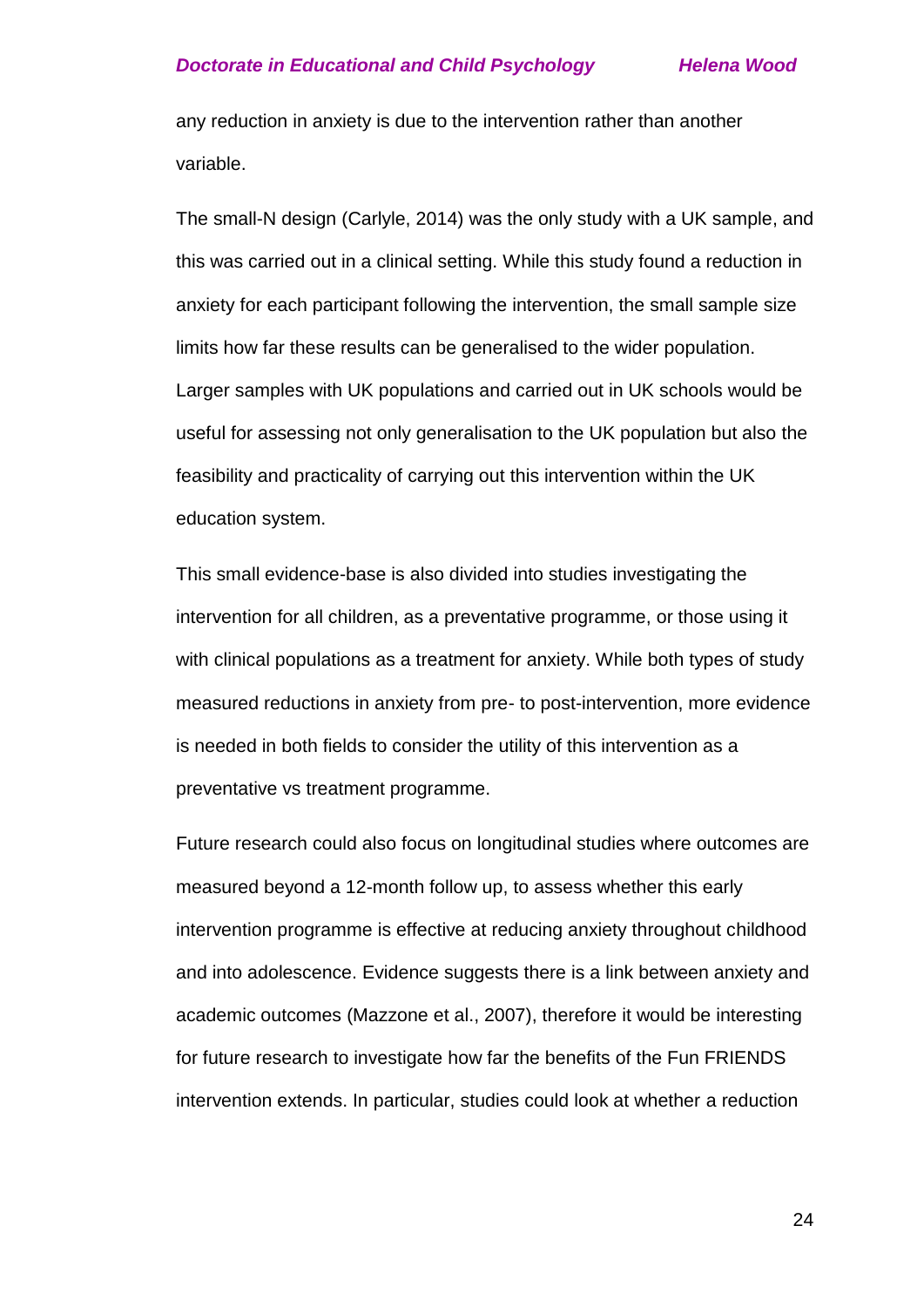any reduction in anxiety is due to the intervention rather than another variable.

The small-N design (Carlyle, 2014) was the only study with a UK sample, and this was carried out in a clinical setting. While this study found a reduction in anxiety for each participant following the intervention, the small sample size limits how far these results can be generalised to the wider population. Larger samples with UK populations and carried out in UK schools would be useful for assessing not only generalisation to the UK population but also the feasibility and practicality of carrying out this intervention within the UK education system.

This small evidence-base is also divided into studies investigating the intervention for all children, as a preventative programme, or those using it with clinical populations as a treatment for anxiety. While both types of study measured reductions in anxiety from pre- to post-intervention, more evidence is needed in both fields to consider the utility of this intervention as a preventative vs treatment programme.

Future research could also focus on longitudinal studies where outcomes are measured beyond a 12-month follow up, to assess whether this early intervention programme is effective at reducing anxiety throughout childhood and into adolescence. Evidence suggests there is a link between anxiety and academic outcomes (Mazzone et al., 2007), therefore it would be interesting for future research to investigate how far the benefits of the Fun FRIENDS intervention extends. In particular, studies could look at whether a reduction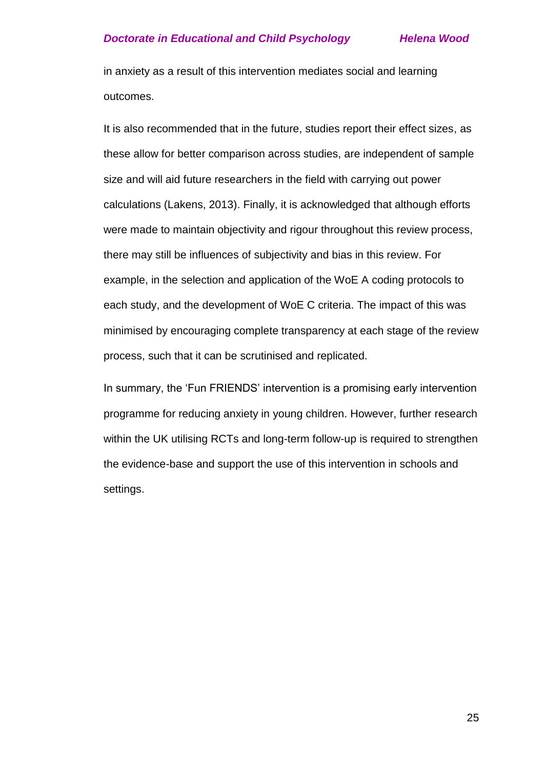in anxiety as a result of this intervention mediates social and learning outcomes.

It is also recommended that in the future, studies report their effect sizes, as these allow for better comparison across studies, are independent of sample size and will aid future researchers in the field with carrying out power calculations (Lakens, 2013). Finally, it is acknowledged that although efforts were made to maintain objectivity and rigour throughout this review process, there may still be influences of subjectivity and bias in this review. For example, in the selection and application of the WoE A coding protocols to each study, and the development of WoE C criteria. The impact of this was minimised by encouraging complete transparency at each stage of the review process, such that it can be scrutinised and replicated.

In summary, the 'Fun FRIENDS' intervention is a promising early intervention programme for reducing anxiety in young children. However, further research within the UK utilising RCTs and long-term follow-up is required to strengthen the evidence-base and support the use of this intervention in schools and settings.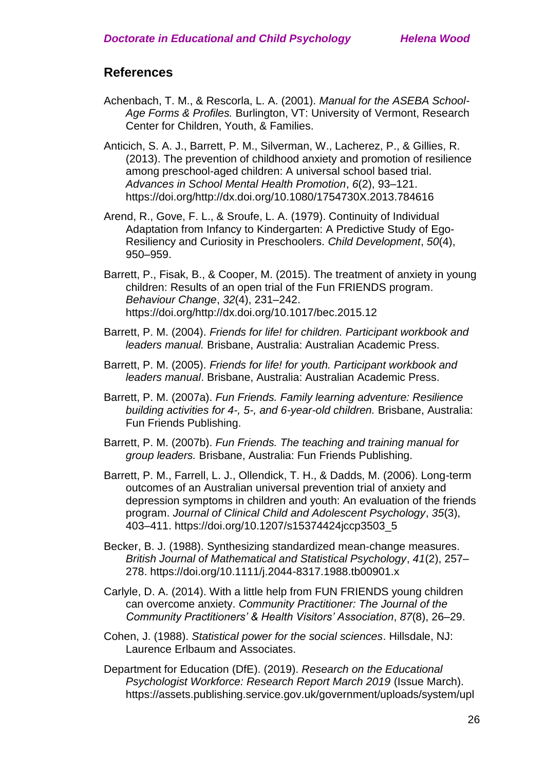## References

Achenbach, T. M., & Rescorla, L. A. (2001). *Manual for the ASEBA School-Age Forms & Profiles.* Burlington, VT: University of Vermont, Research Center for Children, Youth, & Families.

Anticich, S. A. J., Barrett, P. M., Silverman, W., Lacherez, P., & Gillies, R. (2013). The prevention of childhood anxiety and promotion of resilience among preschool-aged children: A universal school based trial. *Advances in School Mental Health Promotion*, *6*(2), 93–121. https://doi.org/http://dx.doi.org/10.1080/1754730X.2013.784616

Arend, R., Gove, F. L., & Sroufe, L. A. (1979). Continuity of Individual Adaptation from Infancy to Kindergarten: A Predictive Study of Ego-Resiliency and Curiosity in Preschoolers. *Child Development*, *50*(4), 950–959.

Barrett, P., Fisak, B., & Cooper, M. (2015). The treatment of anxiety in young children: Results of an open trial of the Fun FRIENDS program. *Behaviour Change*, *32*(4), 231–242. https://doi.org/http://dx.doi.org/10.1017/bec.2015.12

Barrett, P. M. (2004). *Friends for life! for children. Participant workbook and leaders manual.* Brisbane, Australia: Australian Academic Press.

Barrett, P. M. (2005). *Friends for life! for youth. Participant workbook and leaders manual*. Brisbane, Australia: Australian Academic Press.

Barrett, P. M. (2007a). *Fun Friends. Family learning adventure: Resilience building activities for 4-, 5-, and 6-year-old children.* Brisbane, Australia: Fun Friends Publishing.

Barrett, P. M. (2007b). *Fun Friends. The teaching and training manual for group leaders.* Brisbane, Australia: Fun Friends Publishing.

Barrett, P. M., Farrell, L. J., Ollendick, T. H., & Dadds, M. (2006). Long-term outcomes of an Australian universal prevention trial of anxiety and depression symptoms in children and youth: An evaluation of the friends program. *Journal of Clinical Child and Adolescent Psychology*, *35*(3), 403–411. https://doi.org/10.1207/s15374424jccp3503_5

Becker, B. J. (1988). Synthesizing standardized mean-change measures. *British Journal of Mathematical and Statistical Psychology*, *41*(2), 257–278. https://doi.org/10.1111/j.2044-8317.1988.tb00901.x

Carlyle, D. A. (2014). With a little help from FUN FRIENDS young children can overcome anxiety. *Community Practitioner: The Journal of the Community Practitioners' & Health Visitors' Association*, *87*(8), 26–29.

Cohen, J. (1988). *Statistical power for the social sciences*. Hillsdale, NJ: Laurence Erlbaum and Associates.

Department for Education (DfE). (2019). *Research on the Educational Psychologist Workforce: Research Report March 2019* (Issue March). https://assets.publishing.service.gov.uk/government/uploads/system/upl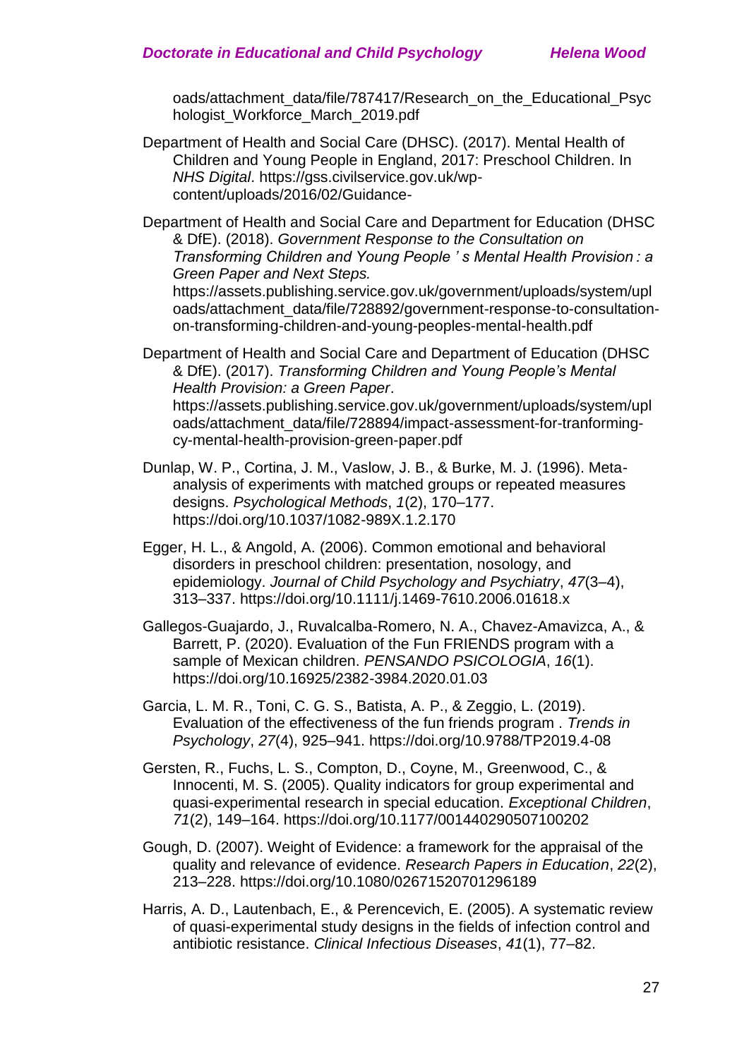oads/attachment_data/file/787417/Research_on_the_Educational_Psychologist_Workforce_March_2019.pdf

Department of Health and Social Care (DHSC). (2017). Mental Health of Children and Young People in England, 2017: Preschool Children. In *NHS Digital*. https://gss.civilservice.gov.uk/wp-content/uploads/2016/02/Guidance-

Department of Health and Social Care and Department for Education (DHSC & DfE). (2018). *Government Response to the Consultation on Transforming Children and Young People ' s Mental Health Provision : a Green Paper and Next Steps.* https://assets.publishing.service.gov.uk/government/uploads/system/uploads/attachment_data/file/728892/government-response-to-consultation-on-transforming-children-and-young-peoples-mental-health.pdf

Department of Health and Social Care and Department of Education (DHSC & DfE). (2017). *Transforming Children and Young People's Mental Health Provision: a Green Paper*. https://assets.publishing.service.gov.uk/government/uploads/system/uploads/attachment_data/file/728894/impact-assessment-for-tranforming-cy-mental-health-provision-green-paper.pdf

Dunlap, W. P., Cortina, J. M., Vaslow, J. B., & Burke, M. J. (1996). Meta-analysis of experiments with matched groups or repeated measures designs. *Psychological Methods*, *1*(2), 170–177. https://doi.org/10.1037/1082-989X.1.2.170

Egger, H. L., & Angold, A. (2006). Common emotional and behavioral disorders in preschool children: presentation, nosology, and epidemiology. *Journal of Child Psychology and Psychiatry*, *47*(3–4), 313–337. https://doi.org/10.1111/j.1469-7610.2006.01618.x

Gallegos-Guajardo, J., Ruvalcaba-Romero, N. A., Chavez-Amavizca, A., & Barrett, P. (2020). Evaluation of the Fun FRIENDS program with a sample of Mexican children. *PENSANDO PSICOLOGIA*, *16*(1). https://doi.org/10.16925/2382-3984.2020.01.03

Garcia, L. M. R., Toni, C. G. S., Batista, A. P., & Zeggio, L. (2019). Evaluation of the effectiveness of the fun friends program . *Trends in Psychology*, *27*(4), 925–941. https://doi.org/10.9788/TP2019.4-08

Gersten, R., Fuchs, L. S., Compton, D., Coyne, M., Greenwood, C., & Innocenti, M. S. (2005). Quality indicators for group experimental and quasi-experimental research in special education. *Exceptional Children*, *71*(2), 149–164. https://doi.org/10.1177/001440290507100202

Gough, D. (2007). Weight of Evidence: a framework for the appraisal of the quality and relevance of evidence. *Research Papers in Education*, *22*(2), 213–228. https://doi.org/10.1080/02671520701296189

Harris, A. D., Lautenbach, E., & Perencevich, E. (2005). A systematic review of quasi-experimental study designs in the fields of infection control and antibiotic resistance. *Clinical Infectious Diseases*, *41*(1), 77–82.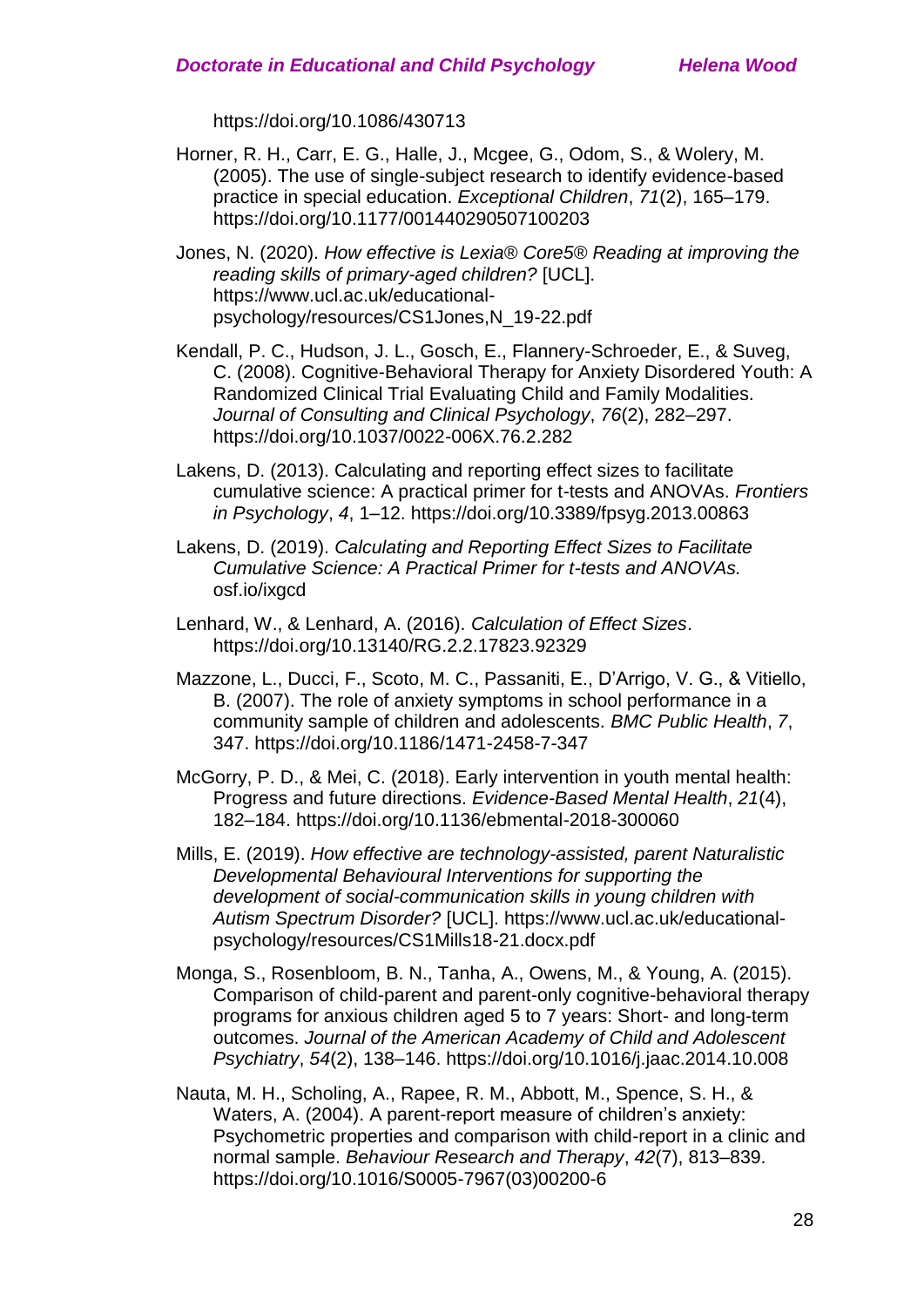https://doi.org/10.1086/430713

Horner, R. H., Carr, E. G., Halle, J., Mcgee, G., Odom, S., & Wolery, M. (2005). The use of single-subject research to identify evidence-based practice in special education. *Exceptional Children*, *71*(2), 165–179. https://doi.org/10.1177/001440290507100203

Jones, N. (2020). *How effective is Lexia® Core5® Reading at improving the reading skills of primary-aged children?* [UCL]. https://www.ucl.ac.uk/educational-psychology/resources/CS1Jones,N_19-22.pdf

Kendall, P. C., Hudson, J. L., Gosch, E., Flannery-Schroeder, E., & Suveg, C. (2008). Cognitive-Behavioral Therapy for Anxiety Disordered Youth: A Randomized Clinical Trial Evaluating Child and Family Modalities. *Journal of Consulting and Clinical Psychology*, *76*(2), 282–297. https://doi.org/10.1037/0022-006X.76.2.282

Lakens, D. (2013). Calculating and reporting effect sizes to facilitate cumulative science: A practical primer for t-tests and ANOVAs. *Frontiers in Psychology*, *4*, 1–12. https://doi.org/10.3389/fpsyg.2013.00863

Lakens, D. (2019). *Calculating and Reporting Effect Sizes to Facilitate Cumulative Science: A Practical Primer for t-tests and ANOVAs.* osf.io/ixgcd

Lenhard, W., & Lenhard, A. (2016). *Calculation of Effect Sizes*. https://doi.org/10.13140/RG.2.2.17823.92329

Mazzone, L., Ducci, F., Scoto, M. C., Passaniti, E., D'Arrigo, V. G., & Vitiello, B. (2007). The role of anxiety symptoms in school performance in a community sample of children and adolescents. *BMC Public Health*, *7*, 347. https://doi.org/10.1186/1471-2458-7-347

McGorry, P. D., & Mei, C. (2018). Early intervention in youth mental health: Progress and future directions. *Evidence-Based Mental Health*, *21*(4), 182–184. https://doi.org/10.1136/ebmental-2018-300060

Mills, E. (2019). *How effective are technology-assisted, parent Naturalistic Developmental Behavioural Interventions for supporting the development of social-communication skills in young children with Autism Spectrum Disorder?* [UCL]. https://www.ucl.ac.uk/educational-psychology/resources/CS1Mills18-21.docx.pdf

Monga, S., Rosenbloom, B. N., Tanha, A., Owens, M., & Young, A. (2015). Comparison of child-parent and parent-only cognitive-behavioral therapy programs for anxious children aged 5 to 7 years: Short- and long-term outcomes. *Journal of the American Academy of Child and Adolescent Psychiatry*, *54*(2), 138–146. https://doi.org/10.1016/j.jaac.2014.10.008

Nauta, M. H., Scholing, A., Rapee, R. M., Abbott, M., Spence, S. H., & Waters, A. (2004). A parent-report measure of children's anxiety: Psychometric properties and comparison with child-report in a clinic and normal sample. *Behaviour Research and Therapy*, *42*(7), 813–839. https://doi.org/10.1016/S0005-7967(03)00200-6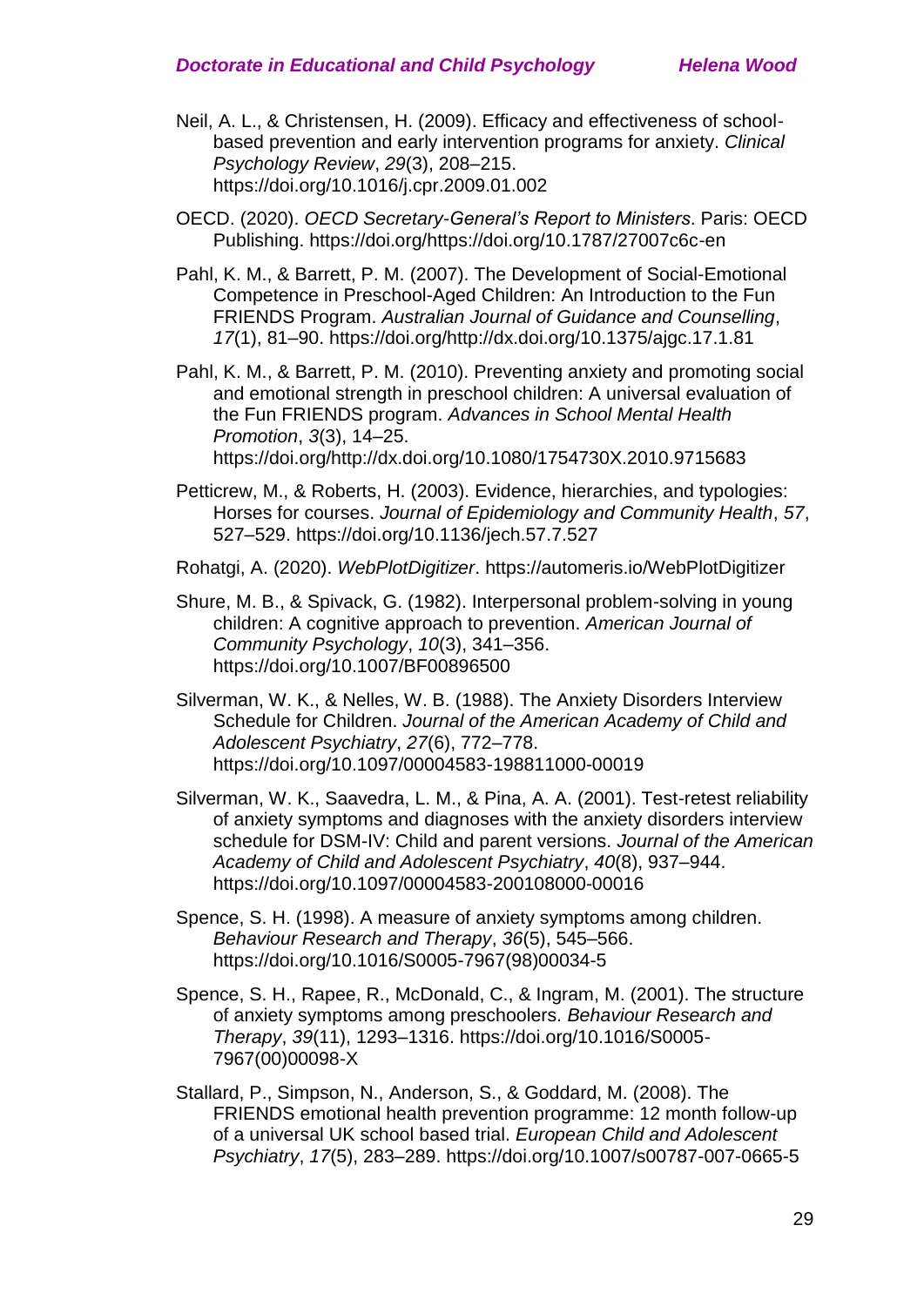Neil, A. L., & Christensen, H. (2009). Efficacy and effectiveness of school-based prevention and early intervention programs for anxiety. *Clinical Psychology Review*, *29*(3), 208–215. https://doi.org/10.1016/j.cpr.2009.01.002

OECD. (2020). *OECD Secretary-General's Report to Ministers*. Paris: OECD Publishing. https://doi.org/https://doi.org/10.1787/27007c6c-en

Pahl, K. M., & Barrett, P. M. (2007). The Development of Social-Emotional Competence in Preschool-Aged Children: An Introduction to the Fun FRIENDS Program. *Australian Journal of Guidance and Counselling*, *17*(1), 81–90. https://doi.org/http://dx.doi.org/10.1375/ajgc.17.1.81

Pahl, K. M., & Barrett, P. M. (2010). Preventing anxiety and promoting social and emotional strength in preschool children: A universal evaluation of the Fun FRIENDS program. *Advances in School Mental Health Promotion*, *3*(3), 14–25. https://doi.org/http://dx.doi.org/10.1080/1754730X.2010.9715683

Petticrew, M., & Roberts, H. (2003). Evidence, hierarchies, and typologies: Horses for courses. *Journal of Epidemiology and Community Health*, *57*, 527–529. https://doi.org/10.1136/jech.57.7.527

Rohatgi, A. (2020). *WebPlotDigitizer*. https://automeris.io/WebPlotDigitizer

Shure, M. B., & Spivack, G. (1982). Interpersonal problem-solving in young children: A cognitive approach to prevention. *American Journal of Community Psychology*, *10*(3), 341–356. https://doi.org/10.1007/BF00896500

Silverman, W. K., & Nelles, W. B. (1988). The Anxiety Disorders Interview Schedule for Children. *Journal of the American Academy of Child and Adolescent Psychiatry*, *27*(6), 772–778. https://doi.org/10.1097/00004583-198811000-00019

Silverman, W. K., Saavedra, L. M., & Pina, A. A. (2001). Test-retest reliability of anxiety symptoms and diagnoses with the anxiety disorders interview schedule for DSM-IV: Child and parent versions. *Journal of the American Academy of Child and Adolescent Psychiatry*, *40*(8), 937–944. https://doi.org/10.1097/00004583-200108000-00016

Spence, S. H. (1998). A measure of anxiety symptoms among children. *Behaviour Research and Therapy*, *36*(5), 545–566. https://doi.org/10.1016/S0005-7967(98)00034-5

Spence, S. H., Rapee, R., McDonald, C., & Ingram, M. (2001). The structure of anxiety symptoms among preschoolers. *Behaviour Research and Therapy*, *39*(11), 1293–1316. https://doi.org/10.1016/S0005-7967(00)00098-X

Stallard, P., Simpson, N., Anderson, S., & Goddard, M. (2008). The FRIENDS emotional health prevention programme: 12 month follow-up of a universal UK school based trial. *European Child and Adolescent Psychiatry*, *17*(5), 283–289. https://doi.org/10.1007/s00787-007-0665-5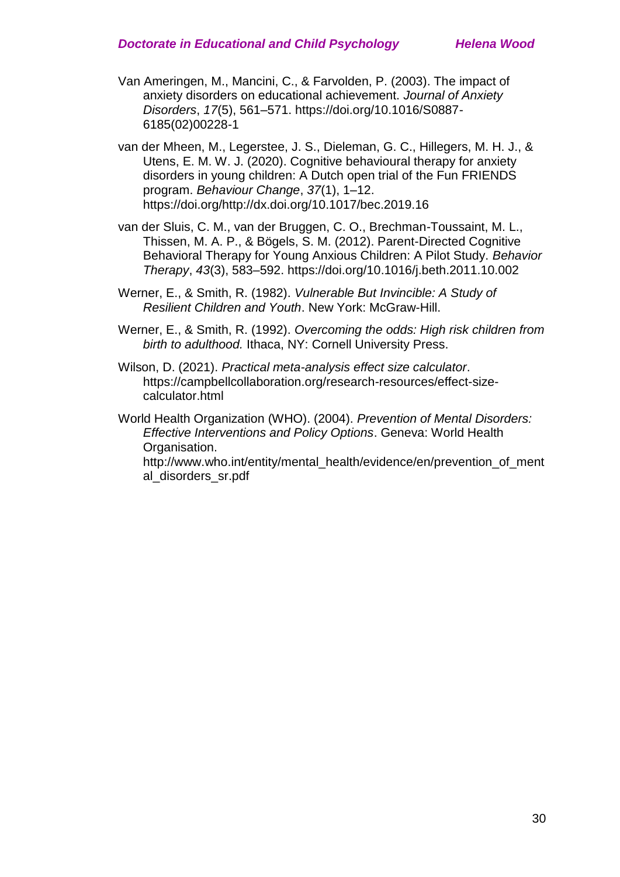Van Ameringen, M., Mancini, C., & Farvolden, P. (2003). The impact of anxiety disorders on educational achievement. *Journal of Anxiety Disorders*, *17*(5), 561–571. https://doi.org/10.1016/S0887-6185(02)00228-1

van der Mheen, M., Legerstee, J. S., Dieleman, G. C., Hillegers, M. H. J., & Utens, E. M. W. J. (2020). Cognitive behavioural therapy for anxiety disorders in young children: A Dutch open trial of the Fun FRIENDS program. *Behaviour Change*, *37*(1), 1–12. https://doi.org/http://dx.doi.org/10.1017/bec.2019.16

van der Sluis, C. M., van der Bruggen, C. O., Brechman-Toussaint, M. L., Thissen, M. A. P., & Bögels, S. M. (2012). Parent-Directed Cognitive Behavioral Therapy for Young Anxious Children: A Pilot Study. *Behavior Therapy*, *43*(3), 583–592. https://doi.org/10.1016/j.beth.2011.10.002

Werner, E., & Smith, R. (1982). *Vulnerable But Invincible: A Study of Resilient Children and Youth*. New York: McGraw-Hill.

Werner, E., & Smith, R. (1992). *Overcoming the odds: High risk children from birth to adulthood.* Ithaca, NY: Cornell University Press.

Wilson, D. (2021). *Practical meta-analysis effect size calculator*. https://campbellcollaboration.org/research-resources/effect-size-calculator.html

World Health Organization (WHO). (2004). *Prevention of Mental Disorders: Effective Interventions and Policy Options*. Geneva: World Health Organisation. http://www.who.int/entity/mental_health/evidence/en/prevention_of_mental_disorders_sr.pdf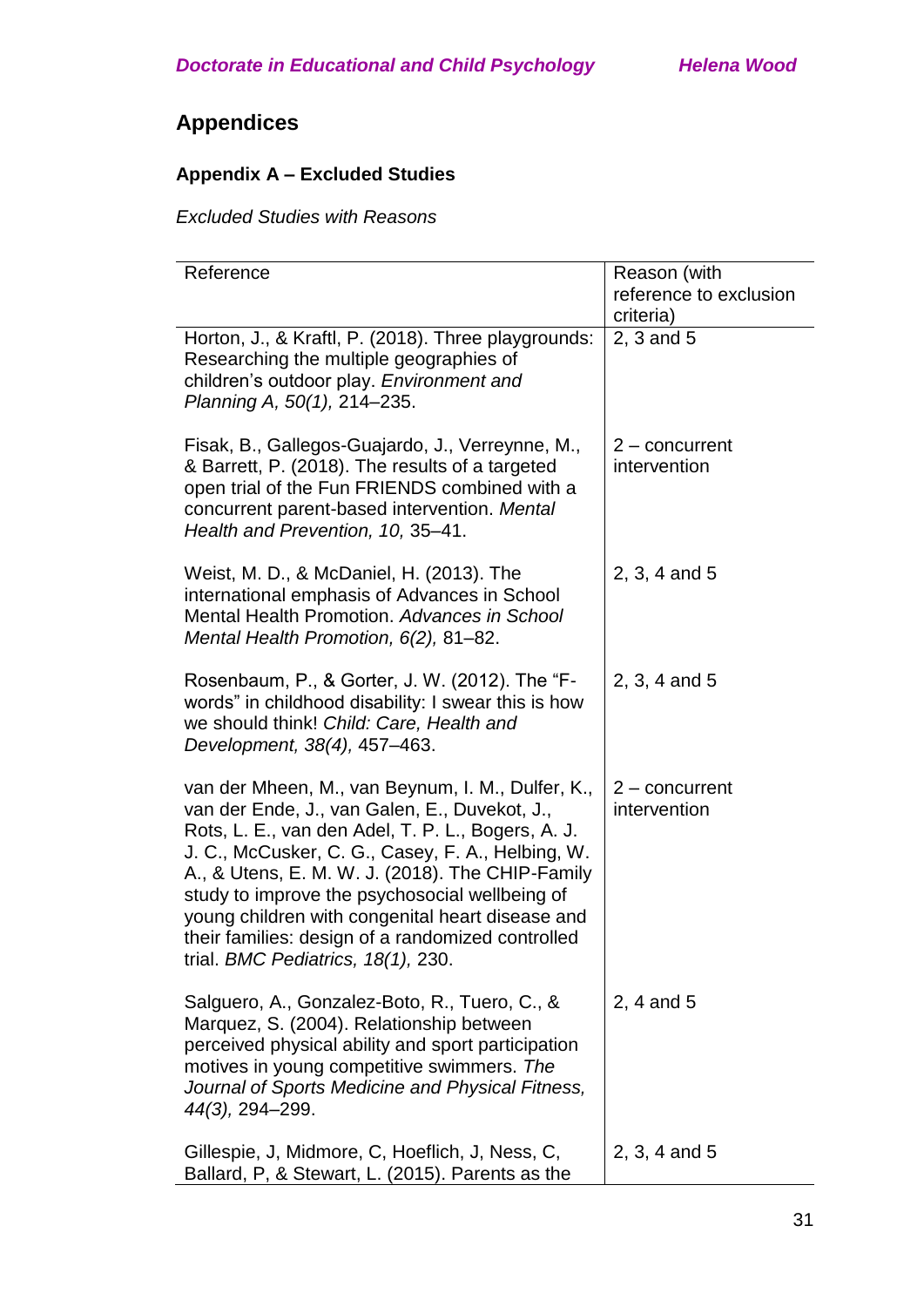# Appendices

## Appendix A – Excluded Studies

*Excluded Studies with Reasons*

| Reference | Reason (with reference to exclusion criteria) |
|---|---|
| Horton, J., & Kraftl, P. (2018). Three playgrounds: Researching the multiple geographies of children's outdoor play. *Environment and Planning A, 50(1),* 214–235. | 2, 3 and 5 |
| Fisak, B., Gallegos-Guajardo, J., Verreynne, M., & Barrett, P. (2018). The results of a targeted open trial of the Fun FRIENDS combined with a concurrent parent-based intervention. *Mental Health and Prevention, 10,* 35–41. | 2 – concurrent intervention |
| Weist, M. D., & McDaniel, H. (2013). The international emphasis of Advances in School Mental Health Promotion. *Advances in School Mental Health Promotion, 6(2),* 81–82. | 2, 3, 4 and 5 |
| Rosenbaum, P., & Gorter, J. W. (2012). The "F-words" in childhood disability: I swear this is how we should think! *Child: Care, Health and Development, 38(4),* 457–463. | 2, 3, 4 and 5 |
| van der Mheen, M., van Beynum, I. M., Dulfer, K., van der Ende, J., van Galen, E., Duvekot, J., Rots, L. E., van den Adel, T. P. L., Bogers, A. J. J. C., McCusker, C. G., Casey, F. A., Helbing, W. A., & Utens, E. M. W. J. (2018). The CHIP-Family study to improve the psychosocial wellbeing of young children with congenital heart disease and their families: design of a randomized controlled trial. *BMC Pediatrics, 18(1),* 230. | 2 – concurrent intervention |
| Salguero, A., Gonzalez-Boto, R., Tuero, C., & Marquez, S. (2004). Relationship between perceived physical ability and sport participation motives in young competitive swimmers. *The Journal of Sports Medicine and Physical Fitness, 44(3),* 294–299. | 2, 4 and 5 |
| Gillespie, J, Midmore, C, Hoeflich, J, Ness, C, Ballard, P, & Stewart, L. (2015). Parents as the | 2, 3, 4 and 5 |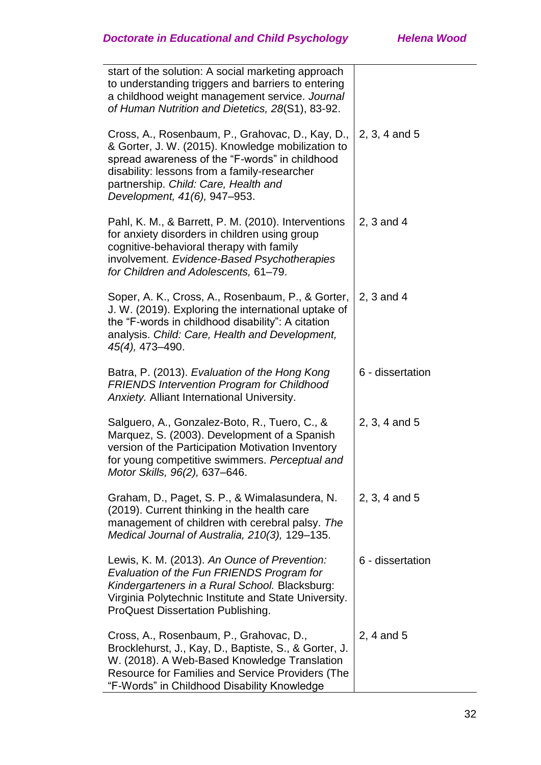| | |
|---|---|
| start of the solution: A social marketing approach to understanding triggers and barriers to entering a childhood weight management service. *Journal of Human Nutrition and Dietetics, 28*(S1), 83-92. | |
| Cross, A., Rosenbaum, P., Grahovac, D., Kay, D., & Gorter, J. W. (2015). Knowledge mobilization to spread awareness of the "F-words" in childhood disability: lessons from a family-researcher partnership. *Child: Care, Health and Development, 41(6),* 947–953. | 2, 3, 4 and 5 |
| Pahl, K. M., & Barrett, P. M. (2010). Interventions for anxiety disorders in children using group cognitive-behavioral therapy with family involvement. *Evidence-Based Psychotherapies for Children and Adolescents,* 61–79. | 2, 3 and 4 |
| Soper, A. K., Cross, A., Rosenbaum, P., & Gorter, J. W. (2019). Exploring the international uptake of the "F-words in childhood disability": A citation analysis. *Child: Care, Health and Development, 45(4),* 473–490. | 2, 3 and 4 |
| Batra, P. (2013). *Evaluation of the Hong Kong FRIENDS Intervention Program for Childhood Anxiety.* Alliant International University. | 6 - dissertation |
| Salguero, A., Gonzalez-Boto, R., Tuero, C., & Marquez, S. (2003). Development of a Spanish version of the Participation Motivation Inventory for young competitive swimmers. *Perceptual and Motor Skills, 96(2),* 637–646. | 2, 3, 4 and 5 |
| Graham, D., Paget, S. P., & Wimalasundera, N. (2019). Current thinking in the health care management of children with cerebral palsy. *The Medical Journal of Australia, 210(3),* 129–135. | 2, 3, 4 and 5 |
| Lewis, K. M. (2013). *An Ounce of Prevention: Evaluation of the Fun FRIENDS Program for Kindergarteners in a Rural School.* Blacksburg: Virginia Polytechnic Institute and State University. ProQuest Dissertation Publishing. | 6 - dissertation |
| Cross, A., Rosenbaum, P., Grahovac, D., Brocklehurst, J., Kay, D., Baptiste, S., & Gorter, J. W. (2018). A Web-Based Knowledge Translation Resource for Families and Service Providers (The "F-Words" in Childhood Disability Knowledge | 2, 4 and 5 |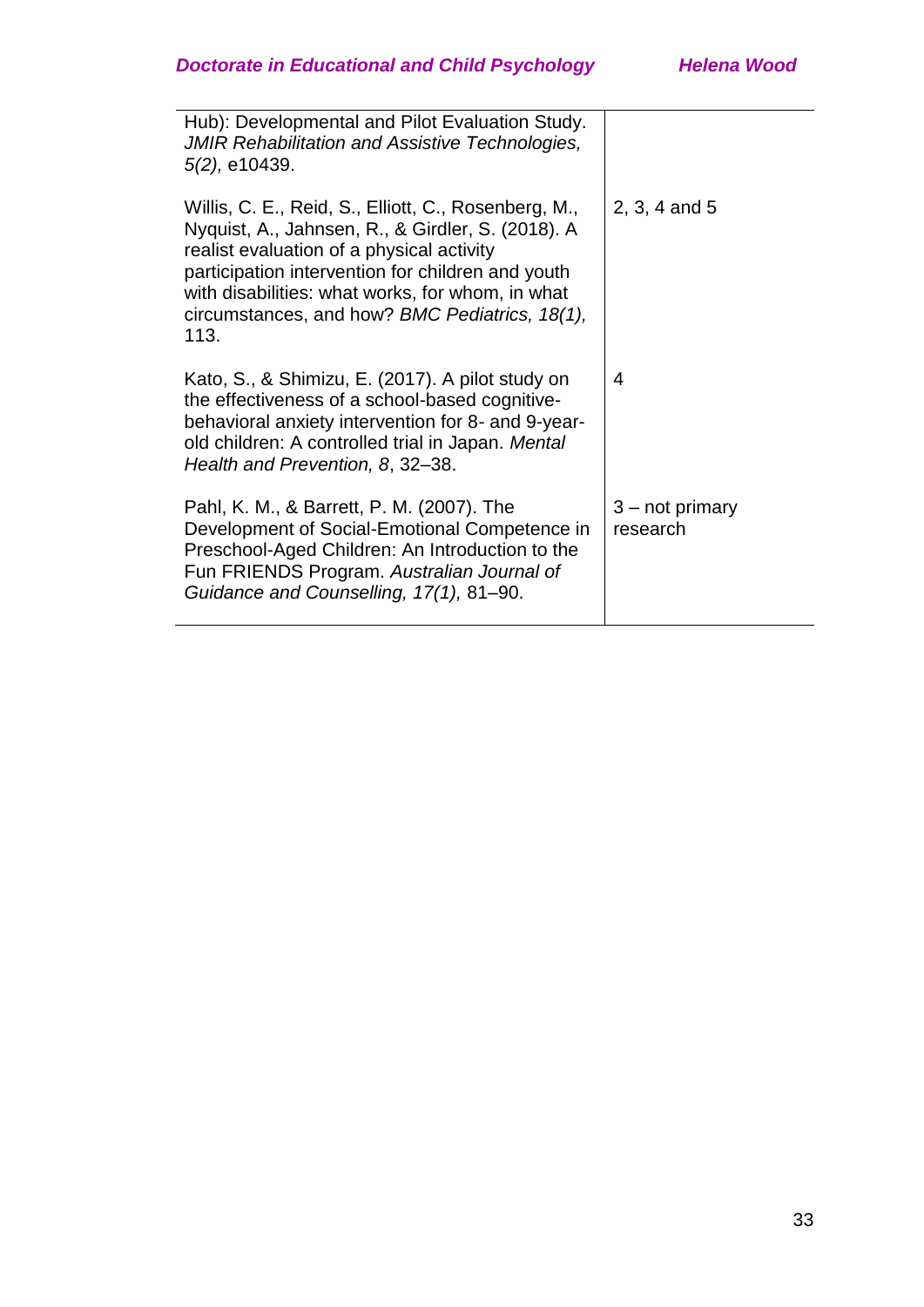| | |
|---|---|
| Hub): Developmental and Pilot Evaluation Study. *JMIR Rehabilitation and Assistive Technologies, 5(2),* e10439. | |
| Willis, C. E., Reid, S., Elliott, C., Rosenberg, M., Nyquist, A., Jahnsen, R., & Girdler, S. (2018). A realist evaluation of a physical activity participation intervention for children and youth with disabilities: what works, for whom, in what circumstances, and how? *BMC Pediatrics, 18(1),* 113. | 2, 3, 4 and 5 |
| Kato, S., & Shimizu, E. (2017). A pilot study on the effectiveness of a school-based cognitive-behavioral anxiety intervention for 8- and 9-year-old children: A controlled trial in Japan. *Mental Health and Prevention, 8*, 32–38. | 4 |
| Pahl, K. M., & Barrett, P. M. (2007). The Development of Social-Emotional Competence in Preschool-Aged Children: An Introduction to the Fun FRIENDS Program. *Australian Journal of Guidance and Counselling, 17(1),* 81–90. | 3 – not primary research |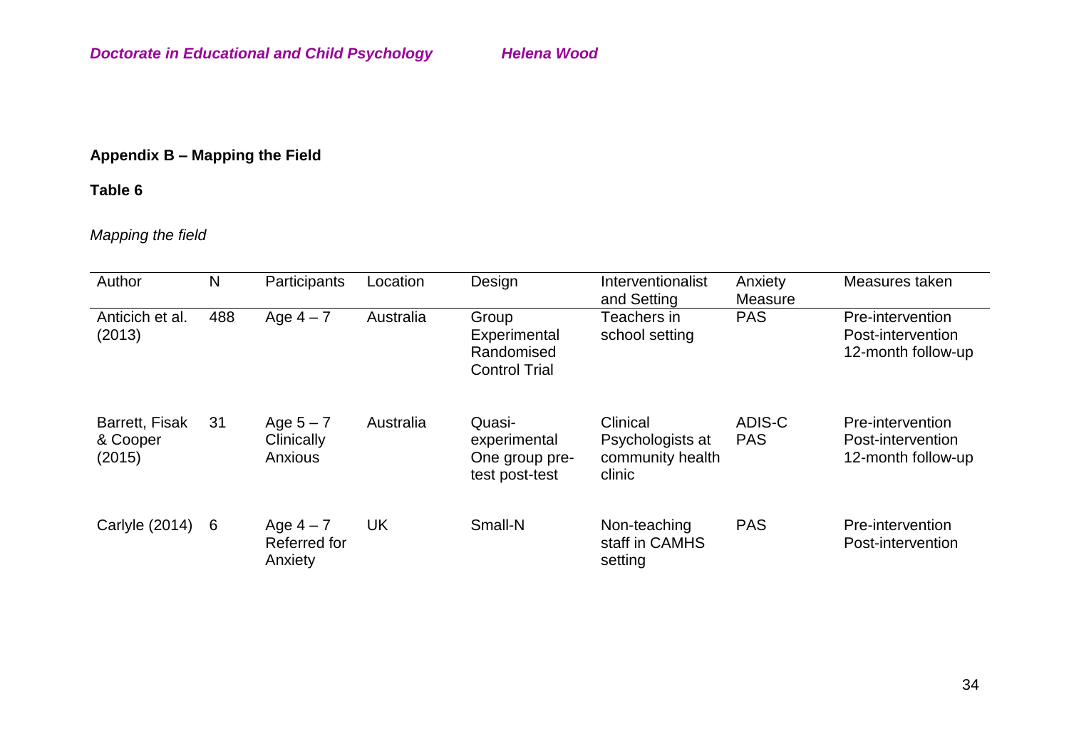## Appendix B – Mapping the Field

**Table 6**

*Mapping the field*

| Author | N | Participants | Location | Design | Interventionalist and Setting | Anxiety Measure | Measures taken |
|---|---|---|---|---|---|---|---|
| Anticich et al. (2013) | 488 | Age 4 – 7 | Australia | Group Experimental Randomised Control Trial | Teachers in school setting | PAS | Pre-intervention Post-intervention 12-month follow-up |
| Barrett, Fisak & Cooper (2015) | 31 | Age 5 – 7 Clinically Anxious | Australia | Quasi-experimental One group pre-test post-test | Clinical Psychologists at community health clinic | ADIS-C PAS | Pre-intervention Post-intervention 12-month follow-up |
| Carlyle (2014) | 6 | Age 4 – 7 Referred for Anxiety | UK | Small-N | Non-teaching staff in CAMHS setting | PAS | Pre-intervention Post-intervention |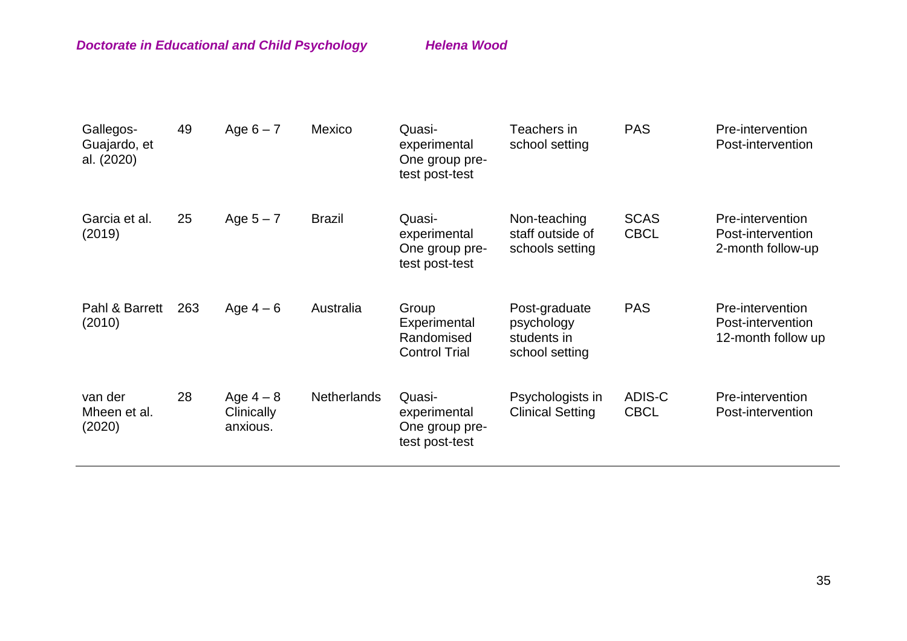| | | | | | | | |
|---|---|---|---|---|---|---|---|
| Gallegos-Guajardo, et al. (2020) | 49 | Age 6 – 7 | Mexico | Quasi-experimental One group pre-test post-test | Teachers in school setting | PAS | Pre-intervention Post-intervention |
| Garcia et al. (2019) | 25 | Age 5 – 7 | Brazil | Quasi-experimental One group pre-test post-test | Non-teaching staff outside of schools setting | SCAS CBCL | Pre-intervention Post-intervention 2-month follow-up |
| Pahl & Barrett (2010) | 263 | Age 4 – 6 | Australia | Group Experimental Randomised Control Trial | Post-graduate psychology students in school setting | PAS | Pre-intervention Post-intervention 12-month follow up |
| van der Mheen et al. (2020) | 28 | Age 4 – 8 Clinically anxious. | Netherlands | Quasi-experimental One group pre-test post-test | Psychologists in Clinical Setting | ADIS-C CBCL | Pre-intervention Post-intervention |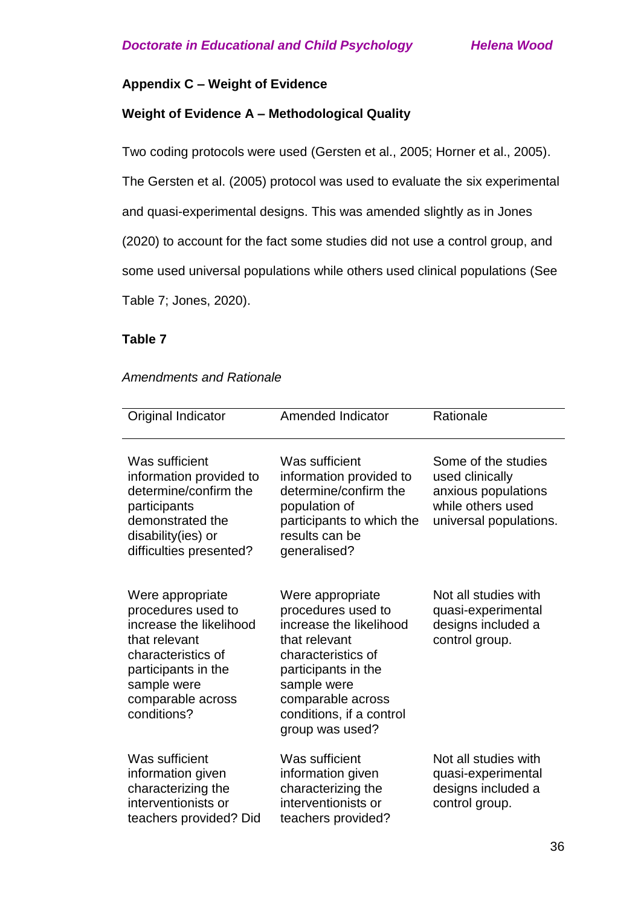## Appendix C – Weight of Evidence

### Weight of Evidence A – Methodological Quality

Two coding protocols were used (Gersten et al., 2005; Horner et al., 2005). The Gersten et al. (2005) protocol was used to evaluate the six experimental and quasi-experimental designs. This was amended slightly as in Jones (2020) to account for the fact some studies did not use a control group, and some used universal populations while others used clinical populations (See Table 7; Jones, 2020).

**Table 7**

*Amendments and Rationale*

| Original Indicator | Amended Indicator | Rationale |
|---|---|---|
| Was sufficient information provided to determine/confirm the participants demonstrated the disability(ies) or difficulties presented? | Was sufficient information provided to determine/confirm the population of participants to which the results can be generalised? | Some of the studies used clinically anxious populations while others used universal populations. |
| Were appropriate procedures used to increase the likelihood that relevant characteristics of participants in the sample were comparable across conditions? | Were appropriate procedures used to increase the likelihood that relevant characteristics of participants in the sample were comparable across conditions, if a control group was used? | Not all studies with quasi-experimental designs included a control group. |
| Was sufficient information given characterizing the interventionists or teachers provided? Did | Was sufficient information given characterizing the interventionists or teachers provided? | Not all studies with quasi-experimental designs included a control group. |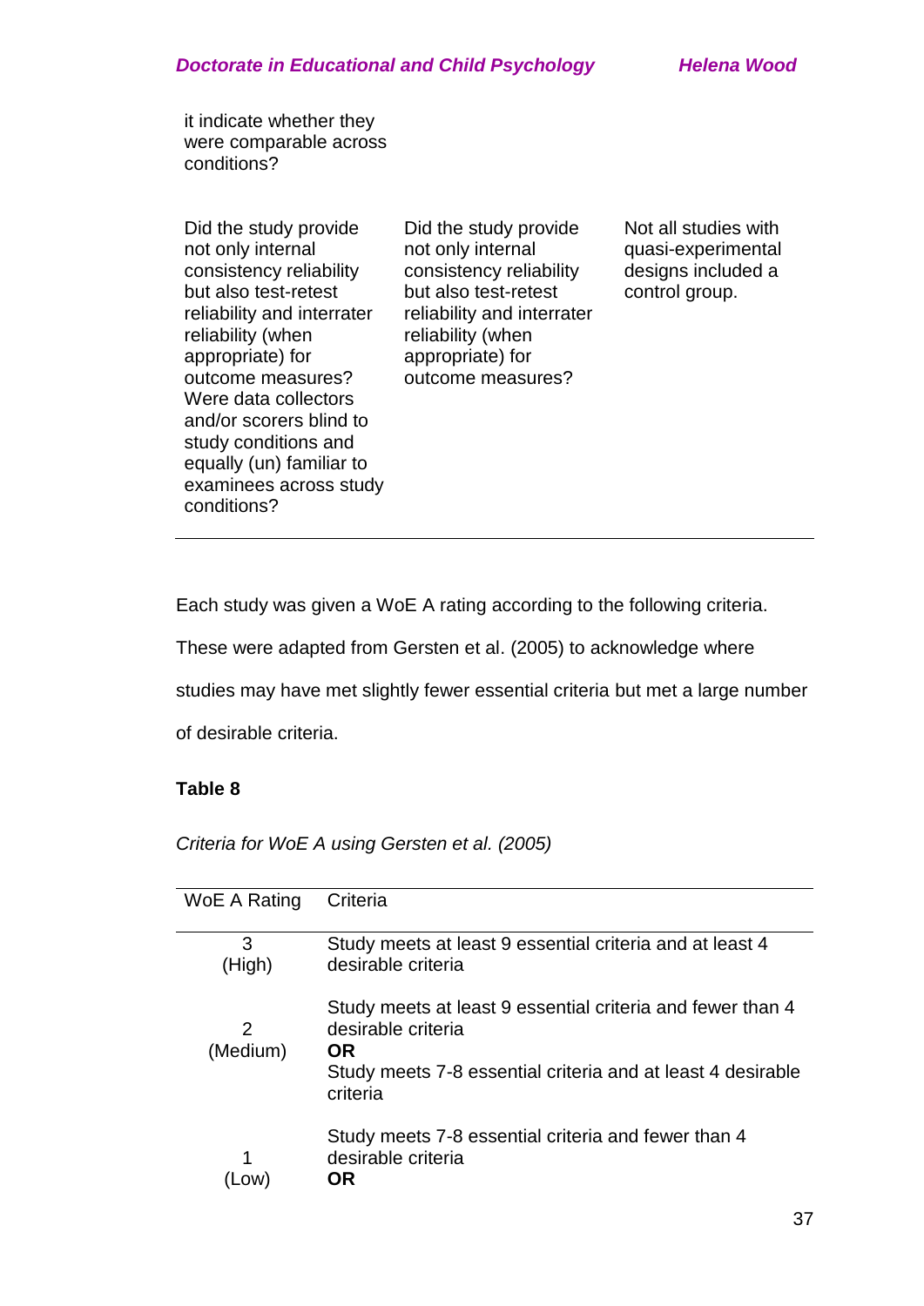| | | |
|---|---|---|
| it indicate whether they were comparable across conditions? | | |
| Did the study provide not only internal consistency reliability but also test-retest reliability and interrater reliability (when appropriate) for outcome measures? Were data collectors and/or scorers blind to study conditions and equally (un) familiar to examinees across study conditions? | Did the study provide not only internal consistency reliability but also test-retest reliability and interrater reliability (when appropriate) for outcome measures? | Not all studies with quasi-experimental designs included a control group. |

Each study was given a WoE A rating according to the following criteria. These were adapted from Gersten et al. (2005) to acknowledge where studies may have met slightly fewer essential criteria but met a large number of desirable criteria.

**Table 8**

*Criteria for WoE A using Gersten et al. (2005)*

| WoE A Rating | Criteria |
|---|---|
| 3 (High) | Study meets at least 9 essential criteria and at least 4 desirable criteria |
| 2 (Medium) | Study meets at least 9 essential criteria and fewer than 4 desirable criteria **OR** Study meets 7-8 essential criteria and at least 4 desirable criteria |
| 1 (Low) | Study meets 7-8 essential criteria and fewer than 4 desirable criteria **OR** |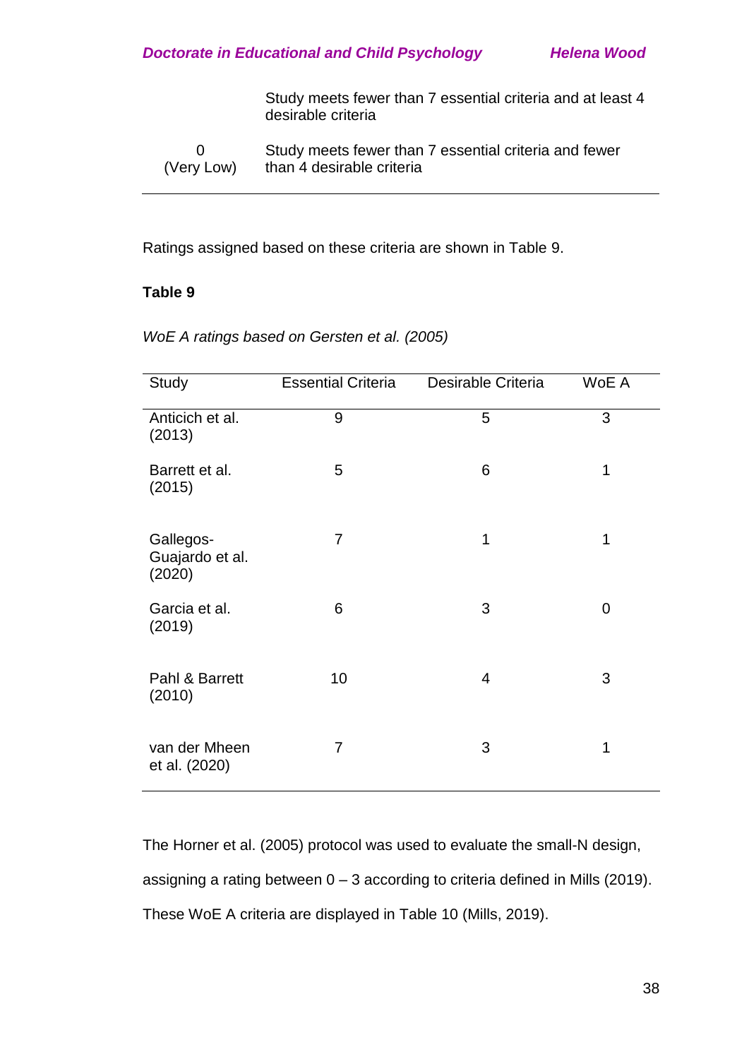| | |
|---|---|
| | Study meets fewer than 7 essential criteria and at least 4 desirable criteria |
| 0 (Very Low) | Study meets fewer than 7 essential criteria and fewer than 4 desirable criteria |

Ratings assigned based on these criteria are shown in Table 9.

**Table 9**

*WoE A ratings based on Gersten et al. (2005)*

| Study | Essential Criteria | Desirable Criteria | WoE A |
|---|---|---|---|
| Anticich et al. (2013) | 9 | 5 | 3 |
| Barrett et al. (2015) | 5 | 6 | 1 |
| Gallegos-Guajardo et al. (2020) | 7 | 1 | 1 |
| Garcia et al. (2019) | 6 | 3 | 0 |
| Pahl & Barrett (2010) | 10 | 4 | 3 |
| van der Mheen et al. (2020) | 7 | 3 | 1 |

The Horner et al. (2005) protocol was used to evaluate the small-N design, assigning a rating between 0 – 3 according to criteria defined in Mills (2019). These WoE A criteria are displayed in Table 10 (Mills, 2019).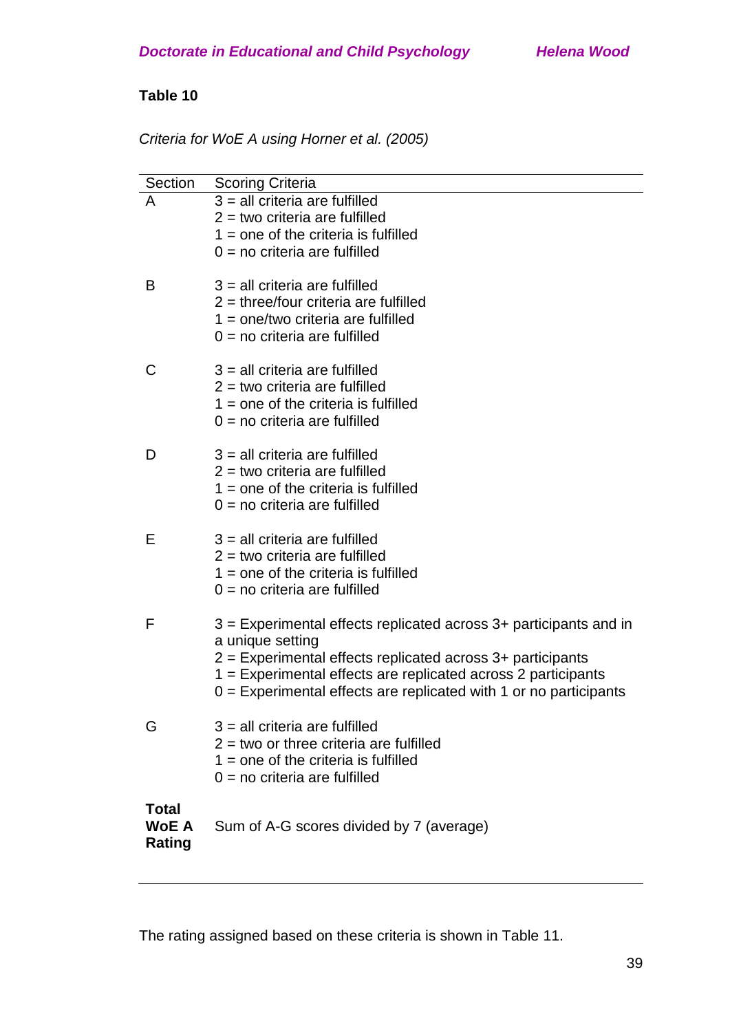**Table 10**

*Criteria for WoE A using Horner et al. (2005)*

| Section | Scoring Criteria |
|---|---|
| A | 3 = all criteria are fulfilled<br>2 = two criteria are fulfilled<br>1 = one of the criteria is fulfilled<br>0 = no criteria are fulfilled |
| B | 3 = all criteria are fulfilled<br>2 = three/four criteria are fulfilled<br>1 = one/two criteria are fulfilled<br>0 = no criteria are fulfilled |
| C | 3 = all criteria are fulfilled<br>2 = two criteria are fulfilled<br>1 = one of the criteria is fulfilled<br>0 = no criteria are fulfilled |
| D | 3 = all criteria are fulfilled<br>2 = two criteria are fulfilled<br>1 = one of the criteria is fulfilled<br>0 = no criteria are fulfilled |
| E | 3 = all criteria are fulfilled<br>2 = two criteria are fulfilled<br>1 = one of the criteria is fulfilled<br>0 = no criteria are fulfilled |
| F | 3 = Experimental effects replicated across 3+ participants and in a unique setting<br>2 = Experimental effects replicated across 3+ participants<br>1 = Experimental effects are replicated across 2 participants<br>0 = Experimental effects are replicated with 1 or no participants |
| G | 3 = all criteria are fulfilled<br>2 = two or three criteria are fulfilled<br>1 = one of the criteria is fulfilled<br>0 = no criteria are fulfilled |
| **Total WoE A Rating** | Sum of A-G scores divided by 7 (average) |

The rating assigned based on these criteria is shown in Table 11.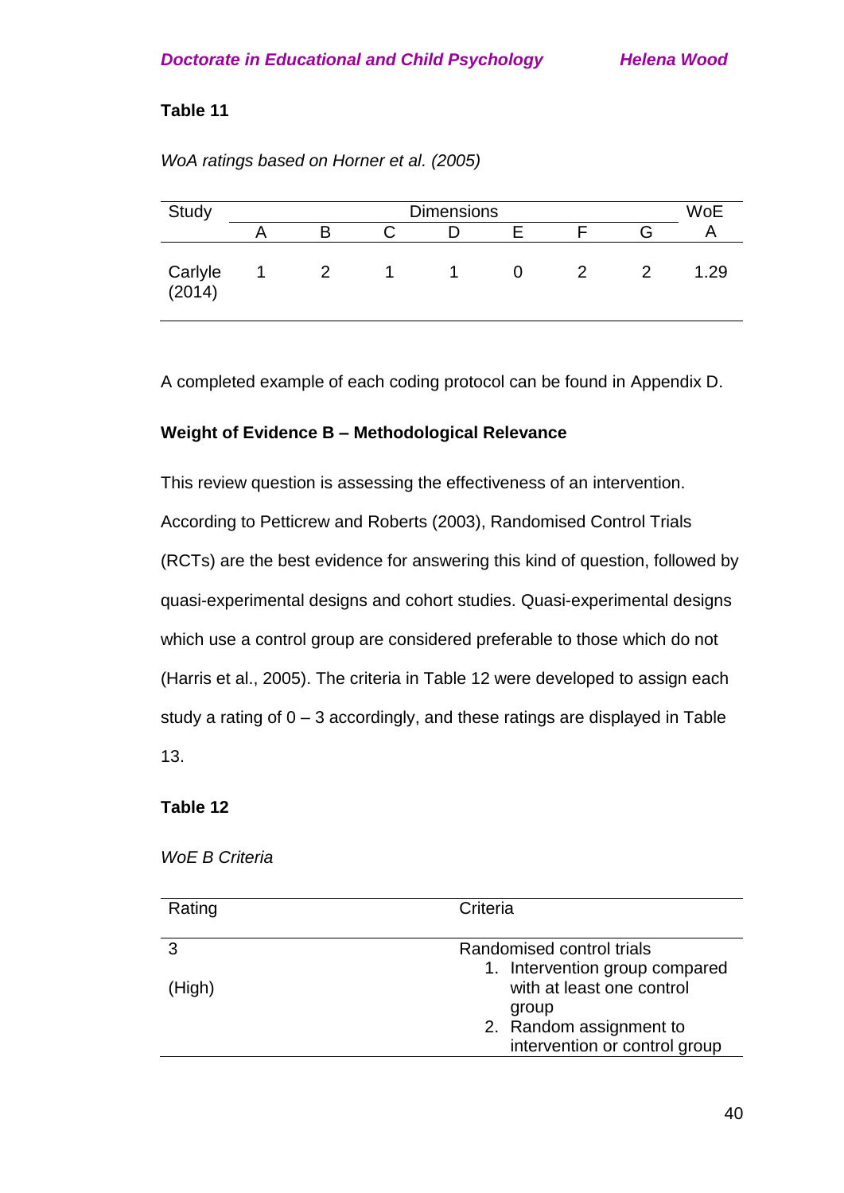**Table 11**

*WoA ratings based on Horner et al. (2005)*

| Study | Dimensions | | | | | | | WoE |
|---|---|---|---|---|---|---|---|---|
| | A | B | C | D | E | F | G | A |
| Carlyle (2014) | 1 | 2 | 1 | 1 | 0 | 2 | 2 | 1.29 |

A completed example of each coding protocol can be found in Appendix D.

**Weight of Evidence B – Methodological Relevance**

This review question is assessing the effectiveness of an intervention. According to Petticrew and Roberts (2003), Randomised Control Trials (RCTs) are the best evidence for answering this kind of question, followed by quasi-experimental designs and cohort studies. Quasi-experimental designs which use a control group are considered preferable to those which do not (Harris et al., 2005). The criteria in Table 12 were developed to assign each study a rating of 0 – 3 accordingly, and these ratings are displayed in Table 13.

**Table 12**

*WoE B Criteria*

| Rating | Criteria |
|---|---|
| 3<br>(High) | Randomised control trials<br>1. Intervention group compared with at least one control group<br>2. Random assignment to intervention or control group |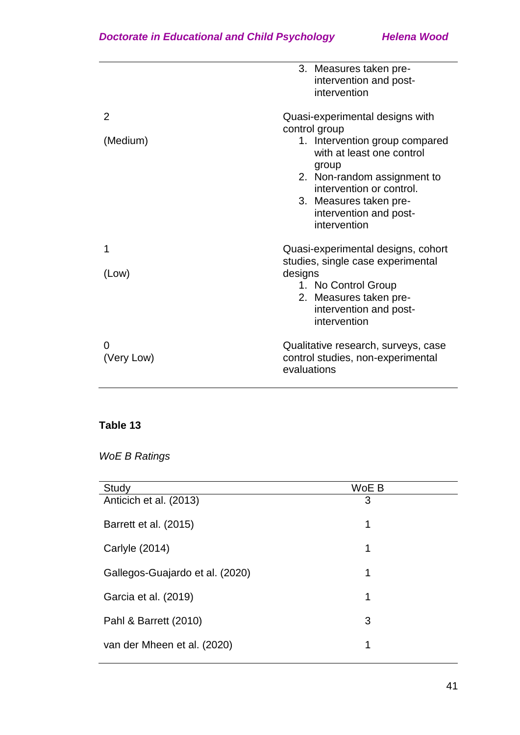| | |
|---|---|
| | 3. Measures taken pre-intervention and post-intervention |
| 2 (Medium) | Quasi-experimental designs with control group<br>1. Intervention group compared with at least one control group<br>2. Non-random assignment to intervention or control.<br>3. Measures taken pre-intervention and post-intervention |
| 1 (Low) | Quasi-experimental designs, cohort studies, single case experimental designs<br>1. No Control Group<br>2. Measures taken pre-intervention and post-intervention |
| 0 (Very Low) | Qualitative research, surveys, case control studies, non-experimental evaluations |

**Table 13**

*WoE B Ratings*

| Study | WoE B |
|---|---|
| Anticich et al. (2013) | 3 |
| Barrett et al. (2015) | 1 |
| Carlyle (2014) | 1 |
| Gallegos-Guajardo et al. (2020) | 1 |
| Garcia et al. (2019) | 1 |
| Pahl & Barrett (2010) | 3 |
| van der Mheen et al. (2020) | 1 |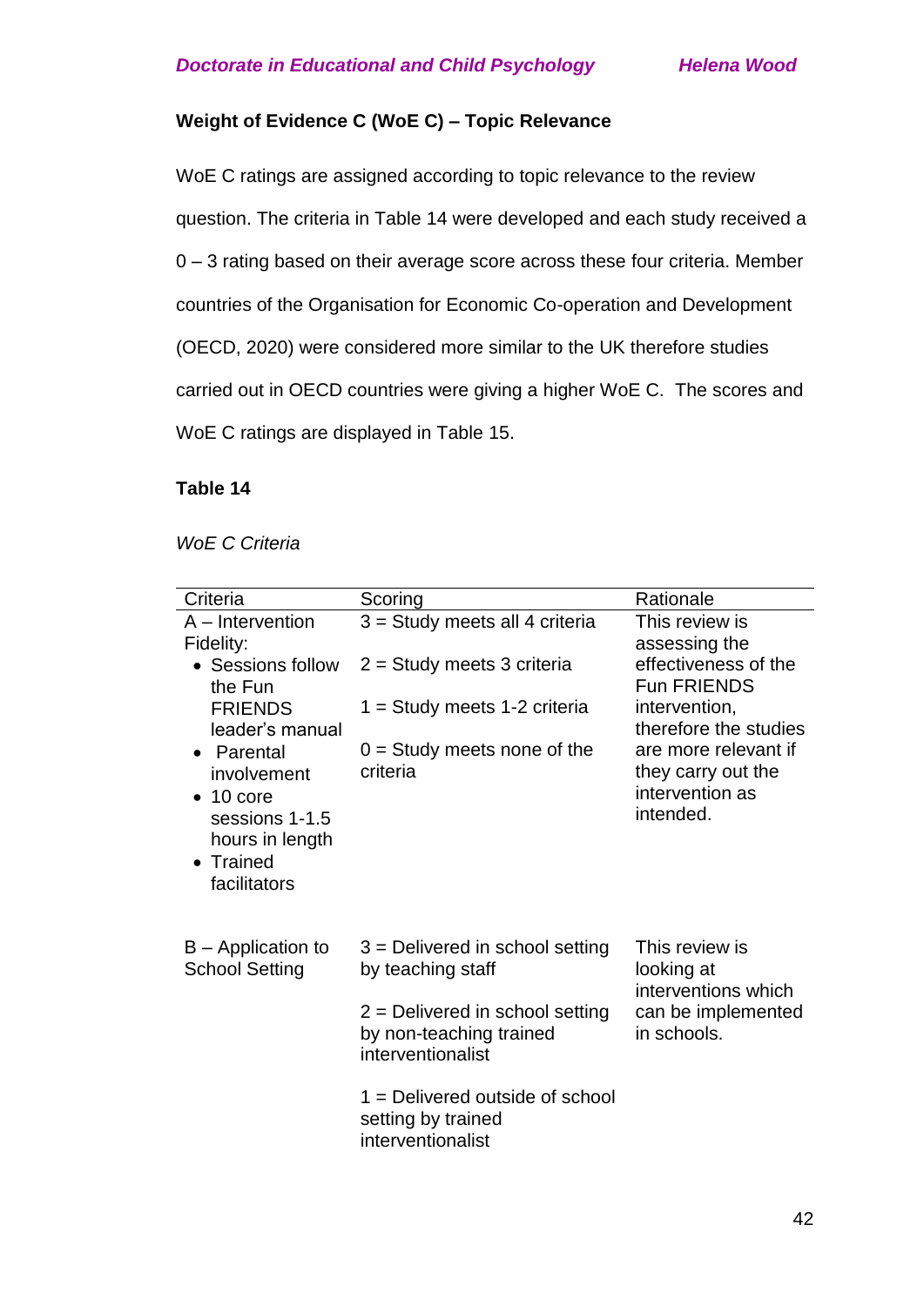### Weight of Evidence C (WoE C) – Topic Relevance

WoE C ratings are assigned according to topic relevance to the review question. The criteria in Table 14 were developed and each study received a 0 – 3 rating based on their average score across these four criteria. Member countries of the Organisation for Economic Co-operation and Development (OECD, 2020) were considered more similar to the UK therefore studies carried out in OECD countries were giving a higher WoE C. The scores and WoE C ratings are displayed in Table 15.

**Table 14**

*WoE C Criteria*

| Criteria | Scoring | Rationale |
|---|---|---|
| A – Intervention Fidelity:<br>• Sessions follow the Fun FRIENDS leader's manual<br>• Parental involvement<br>• 10 core sessions 1-1.5 hours in length<br>• Trained facilitators | 3 = Study meets all 4 criteria<br><br>2 = Study meets 3 criteria<br><br>1 = Study meets 1-2 criteria<br><br>0 = Study meets none of the criteria | This review is assessing the effectiveness of the Fun FRIENDS intervention, therefore the studies are more relevant if they carry out the intervention as intended. |
| B – Application to School Setting | 3 = Delivered in school setting by teaching staff<br><br>2 = Delivered in school setting by non-teaching trained interventionalist<br><br>1 = Delivered outside of school setting by trained interventionalist | This review is looking at interventions which can be implemented in schools. |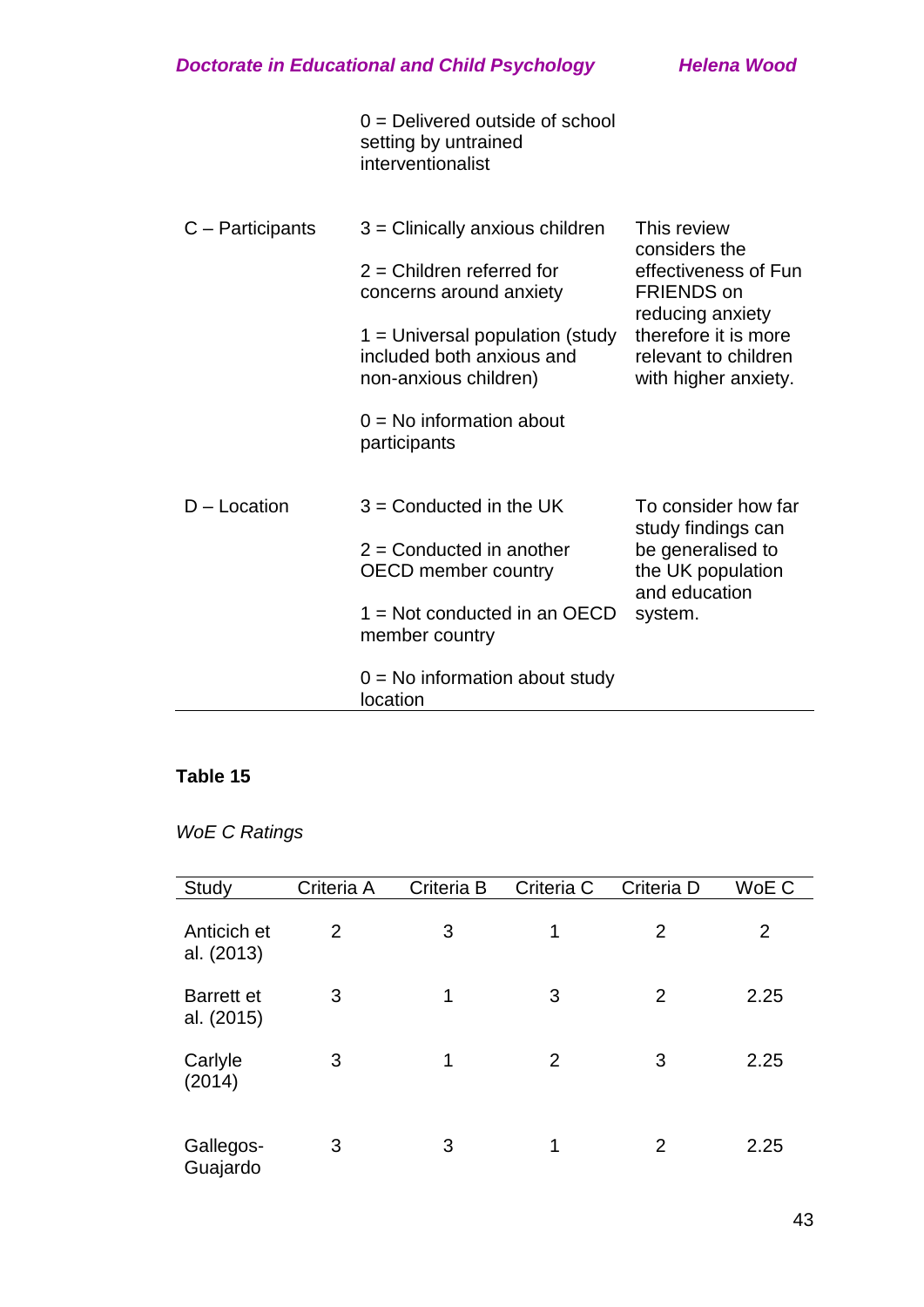| | | |
|---|---|---|
| | 0 = Delivered outside of school setting by untrained interventionalist | |
| C – Participants | 3 = Clinically anxious children<br><br>2 = Children referred for concerns around anxiety<br><br>1 = Universal population (study included both anxious and non-anxious children)<br><br>0 = No information about participants | This review considers the effectiveness of Fun FRIENDS on reducing anxiety therefore it is more relevant to children with higher anxiety. |
| D – Location | 3 = Conducted in the UK<br><br>2 = Conducted in another OECD member country<br><br>1 = Not conducted in an OECD member country<br><br>0 = No information about study location | To consider how far study findings can be generalised to the UK population and education system. |

**Table 15**

*WoE C Ratings*

| Study | Criteria A | Criteria B | Criteria C | Criteria D | WoE C |
|---|---|---|---|---|---|
| Anticich et al. (2013) | 2 | 3 | 1 | 2 | 2 |
| Barrett et al. (2015) | 3 | 1 | 3 | 2 | 2.25 |
| Carlyle (2014) | 3 | 1 | 2 | 3 | 2.25 |
| Gallegos-Guajardo | 3 | 3 | 1 | 2 | 2.25 |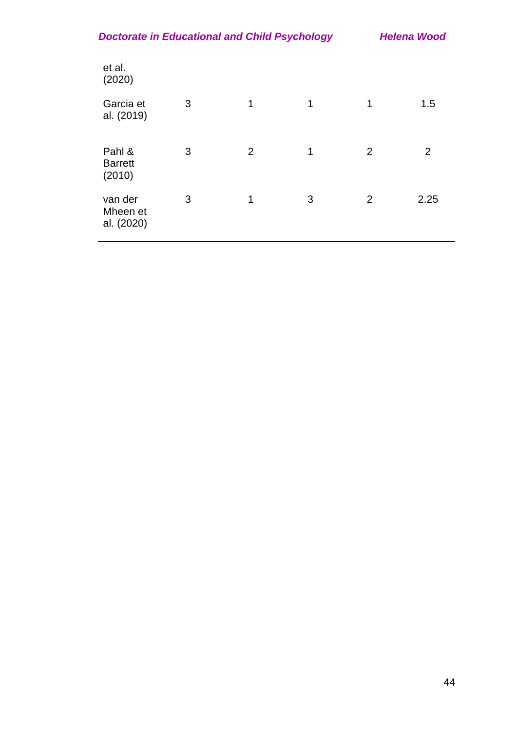| | | | | | |
|---|---|---|---|---|---|
| et al. (2020) | | | | | |
| Garcia et al. (2019) | 3 | 1 | 1 | 1 | 1.5 |
| Pahl & Barrett (2010) | 3 | 2 | 1 | 2 | 2 |
| van der Mheen et al. (2020) | 3 | 1 | 3 | 2 | 2.25 |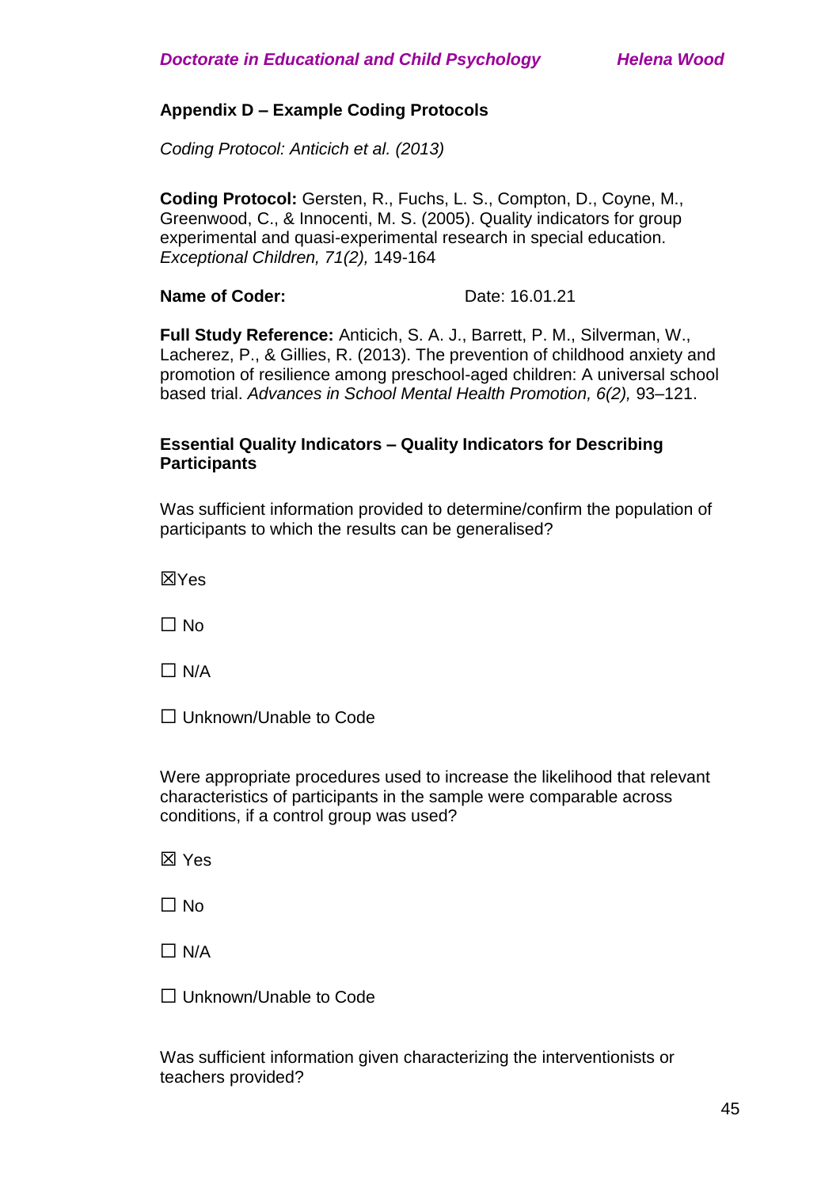**Appendix D – Example Coding Protocols**

*Coding Protocol: Anticich et al. (2013)*

**Coding Protocol:** Gersten, R., Fuchs, L. S., Compton, D., Coyne, M., Greenwood, C., & Innocenti, M. S. (2005). Quality indicators for group experimental and quasi-experimental research in special education. *Exceptional Children, 71(2),* 149-164

**Name of Coder:** Date: 16.01.21

**Full Study Reference:** Anticich, S. A. J., Barrett, P. M., Silverman, W., Lacherez, P., & Gillies, R. (2013). The prevention of childhood anxiety and promotion of resilience among preschool-aged children: A universal school based trial. *Advances in School Mental Health Promotion, 6(2),* 93–121.

**Essential Quality Indicators – Quality Indicators for Describing Participants**

Was sufficient information provided to determine/confirm the population of participants to which the results can be generalised?

☒Yes

☐ No

☐ N/A

☐ Unknown/Unable to Code

Were appropriate procedures used to increase the likelihood that relevant characteristics of participants in the sample were comparable across conditions, if a control group was used?

☒ Yes

☐ No

☐ N/A

☐ Unknown/Unable to Code

Was sufficient information given characterizing the interventionists or teachers provided?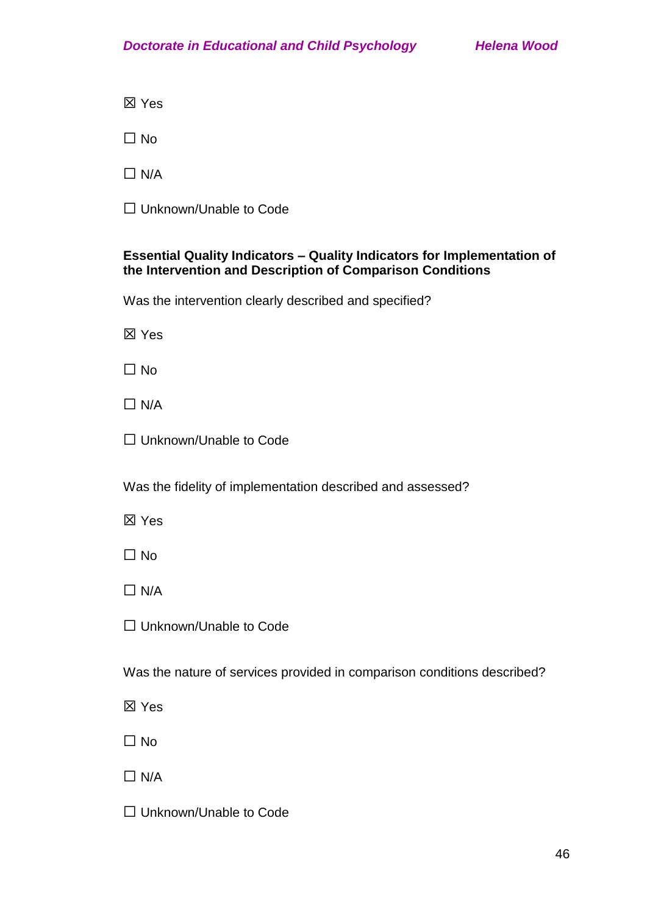☒ Yes

☐ No

☐ N/A

☐ Unknown/Unable to Code

**Essential Quality Indicators – Quality Indicators for Implementation of the Intervention and Description of Comparison Conditions**

Was the intervention clearly described and specified?

☒ Yes

☐ No

☐ N/A

☐ Unknown/Unable to Code

Was the fidelity of implementation described and assessed?

☒ Yes

☐ No

☐ N/A

☐ Unknown/Unable to Code

Was the nature of services provided in comparison conditions described?

☒ Yes

☐ No

☐ N/A

☐ Unknown/Unable to Code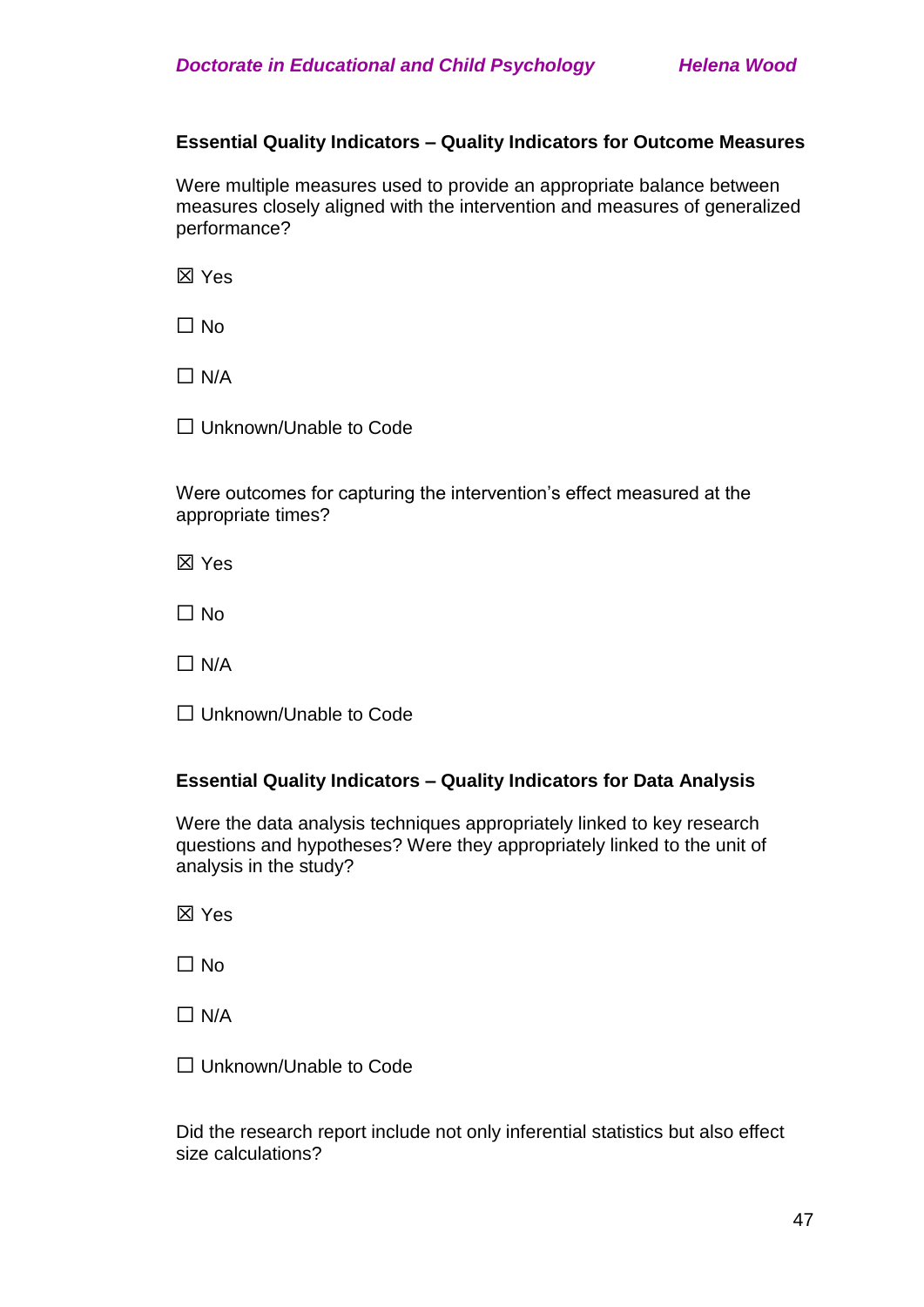**Essential Quality Indicators – Quality Indicators for Outcome Measures**

Were multiple measures used to provide an appropriate balance between measures closely aligned with the intervention and measures of generalized performance?

☒ Yes

☐ No

☐ N/A

☐ Unknown/Unable to Code

Were outcomes for capturing the intervention's effect measured at the appropriate times?

☒ Yes

☐ No

☐ N/A

☐ Unknown/Unable to Code

**Essential Quality Indicators – Quality Indicators for Data Analysis**

Were the data analysis techniques appropriately linked to key research questions and hypotheses? Were they appropriately linked to the unit of analysis in the study?

☒ Yes

☐ No

☐ N/A

☐ Unknown/Unable to Code

Did the research report include not only inferential statistics but also effect size calculations?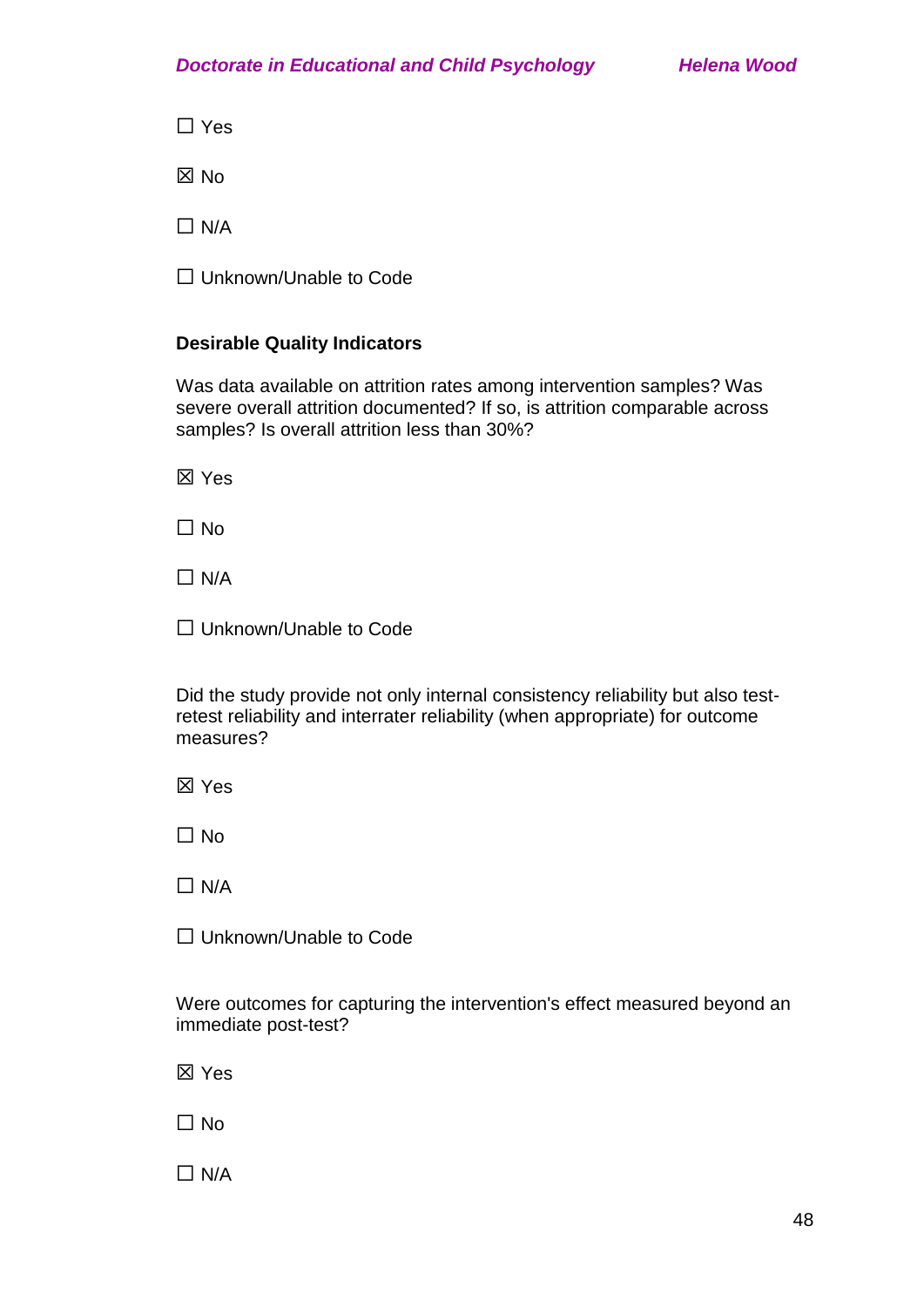☐ Yes

☒ No

☐ N/A

☐ Unknown/Unable to Code

**Desirable Quality Indicators**

Was data available on attrition rates among intervention samples? Was severe overall attrition documented? If so, is attrition comparable across samples? Is overall attrition less than 30%?

☒ Yes

☐ No

☐ N/A

☐ Unknown/Unable to Code

Did the study provide not only internal consistency reliability but also test-retest reliability and interrater reliability (when appropriate) for outcome measures?

☒ Yes

☐ No

☐ N/A

☐ Unknown/Unable to Code

Were outcomes for capturing the intervention's effect measured beyond an immediate post-test?

☒ Yes

☐ No

☐ N/A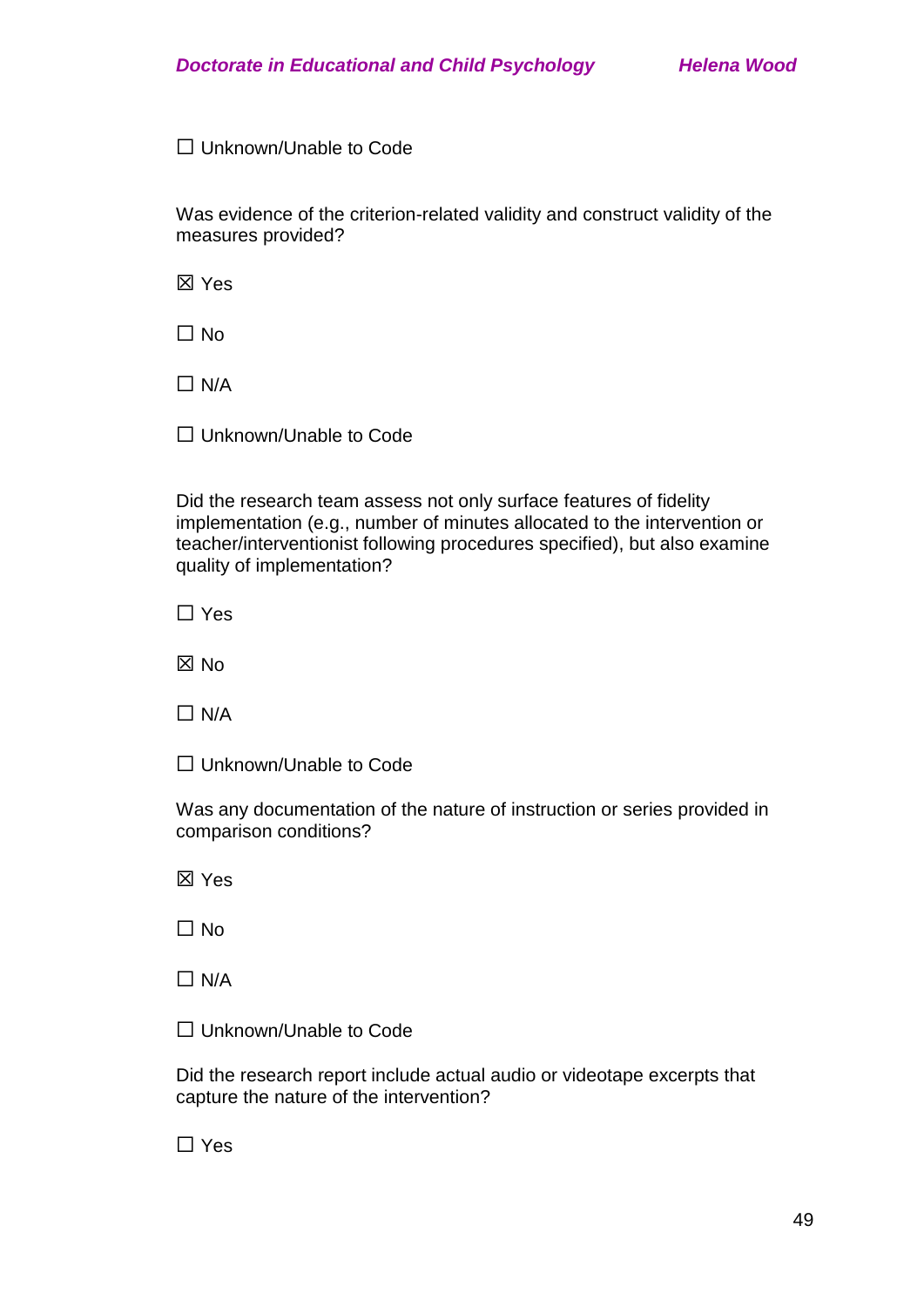☐ Unknown/Unable to Code

Was evidence of the criterion-related validity and construct validity of the measures provided?

☒ Yes

☐ No

☐ N/A

☐ Unknown/Unable to Code

Did the research team assess not only surface features of fidelity implementation (e.g., number of minutes allocated to the intervention or teacher/interventionist following procedures specified), but also examine quality of implementation?

☐ Yes

☒ No

☐ N/A

☐ Unknown/Unable to Code

Was any documentation of the nature of instruction or series provided in comparison conditions?

☒ Yes

☐ No

☐ N/A

☐ Unknown/Unable to Code

Did the research report include actual audio or videotape excerpts that capture the nature of the intervention?

☐ Yes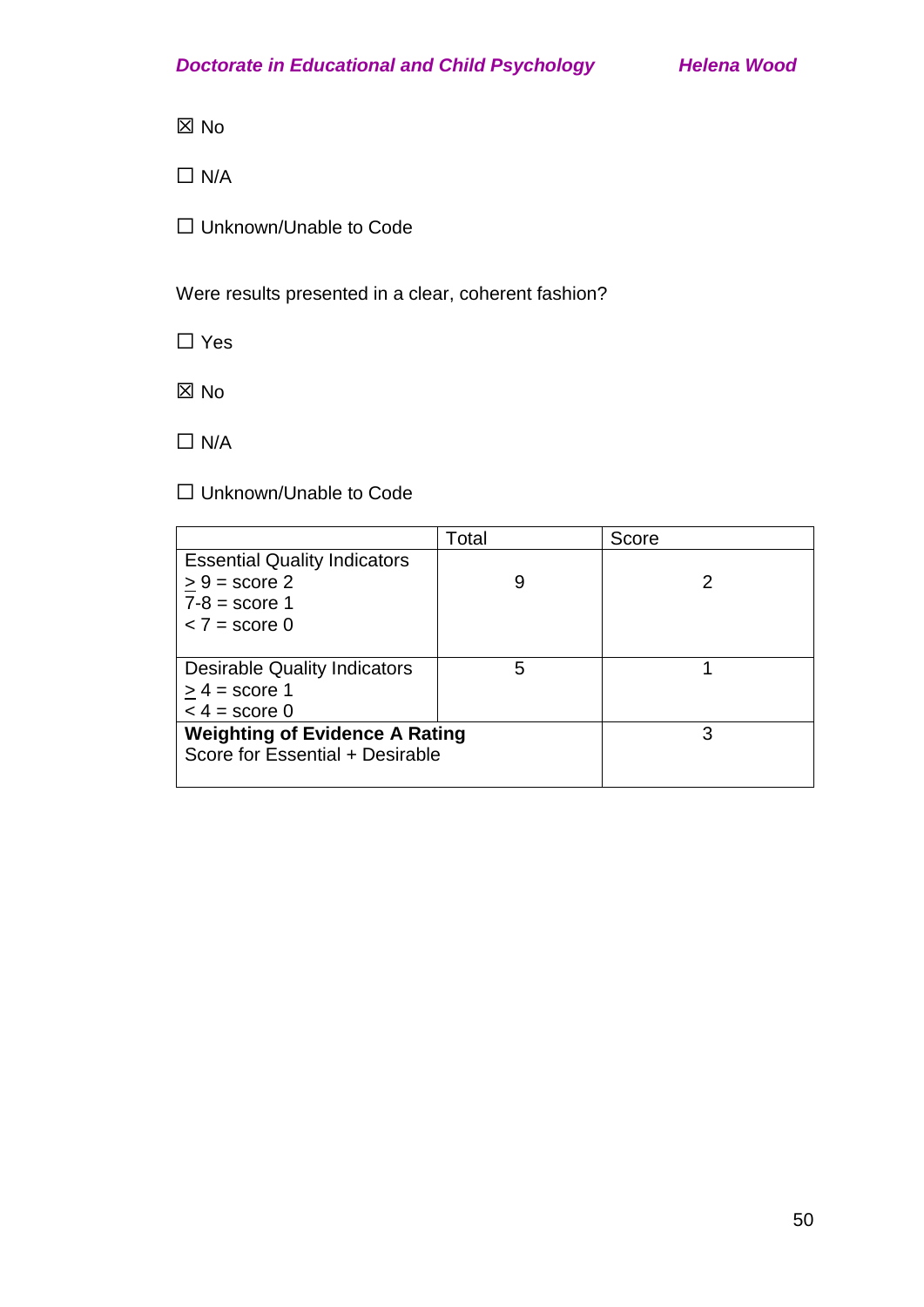☒ No

☐ N/A

☐ Unknown/Unable to Code

Were results presented in a clear, coherent fashion?

☐ Yes

☒ No

☐ N/A

☐ Unknown/Unable to Code

| | Total | Score |
|---|---|---|
| Essential Quality Indicators<br>$\geq$ 9 = score 2<br>7-8 = score 1<br>< 7 = score 0 | 9 | 2 |
| Desirable Quality Indicators<br>$\geq$ 4 = score 1<br>< 4 = score 0 | 5 | 1 |
| **Weighting of Evidence A Rating**<br>Score for Essential + Desirable | | 3 |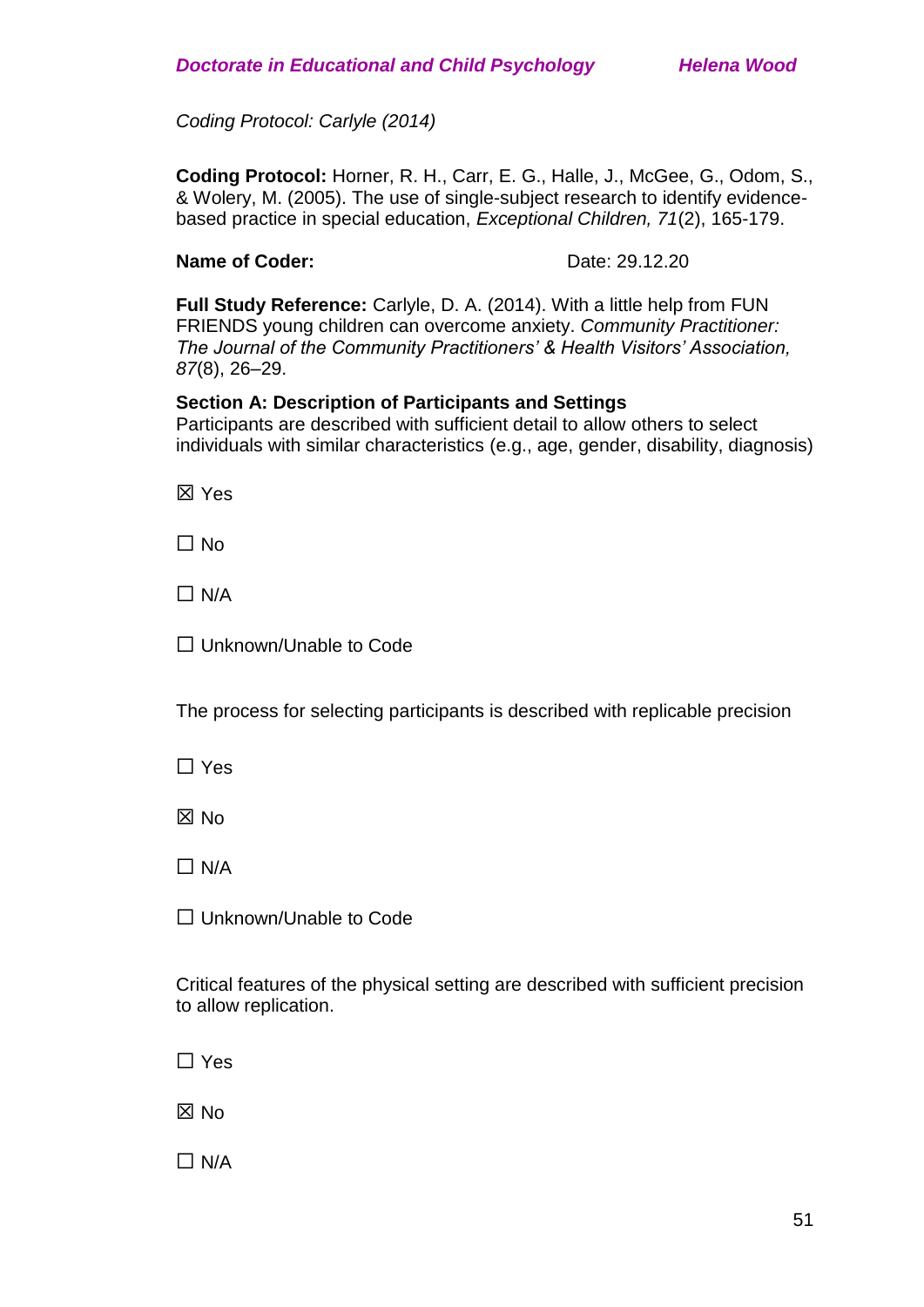*Coding Protocol: Carlyle (2014)*

**Coding Protocol:** Horner, R. H., Carr, E. G., Halle, J., McGee, G., Odom, S., & Wolery, M. (2005). The use of single-subject research to identify evidence-based practice in special education, *Exceptional Children, 71*(2), 165-179.

**Name of Coder:** Date: 29.12.20

**Full Study Reference:** Carlyle, D. A. (2014). With a little help from FUN FRIENDS young children can overcome anxiety. *Community Practitioner: The Journal of the Community Practitioners' & Health Visitors' Association, 87*(8), 26–29.

**Section A: Description of Participants and Settings**

Participants are described with sufficient detail to allow others to select individuals with similar characteristics (e.g., age, gender, disability, diagnosis)

☒ Yes

☐ No

☐ N/A

☐ Unknown/Unable to Code

The process for selecting participants is described with replicable precision

☐ Yes

☒ No

☐ N/A

☐ Unknown/Unable to Code

Critical features of the physical setting are described with sufficient precision to allow replication.

☐ Yes

☒ No

☐ N/A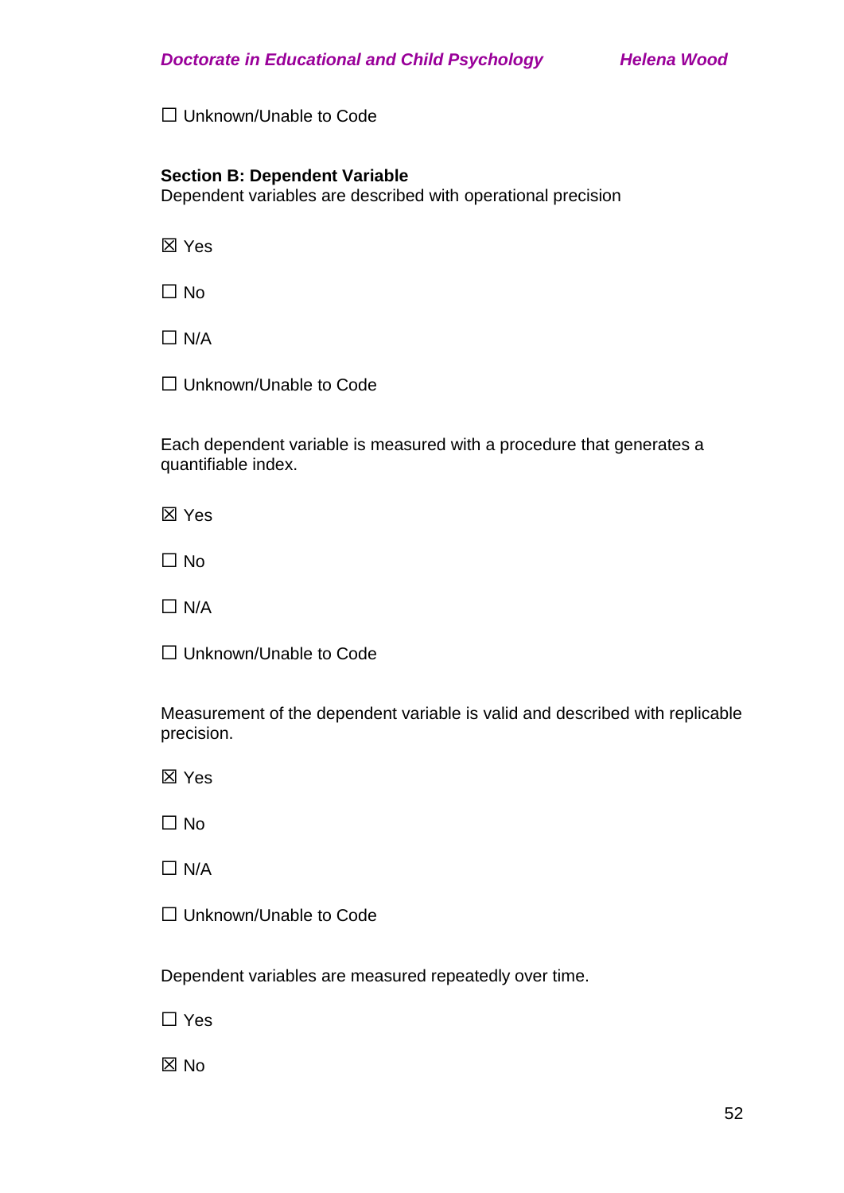☐ Unknown/Unable to Code

**Section B: Dependent Variable**
Dependent variables are described with operational precision

☒ Yes

☐ No

☐ N/A

☐ Unknown/Unable to Code

Each dependent variable is measured with a procedure that generates a quantifiable index.

☒ Yes

☐ No

☐ N/A

☐ Unknown/Unable to Code

Measurement of the dependent variable is valid and described with replicable precision.

☒ Yes

☐ No

☐ N/A

☐ Unknown/Unable to Code

Dependent variables are measured repeatedly over time.

☐ Yes

☒ No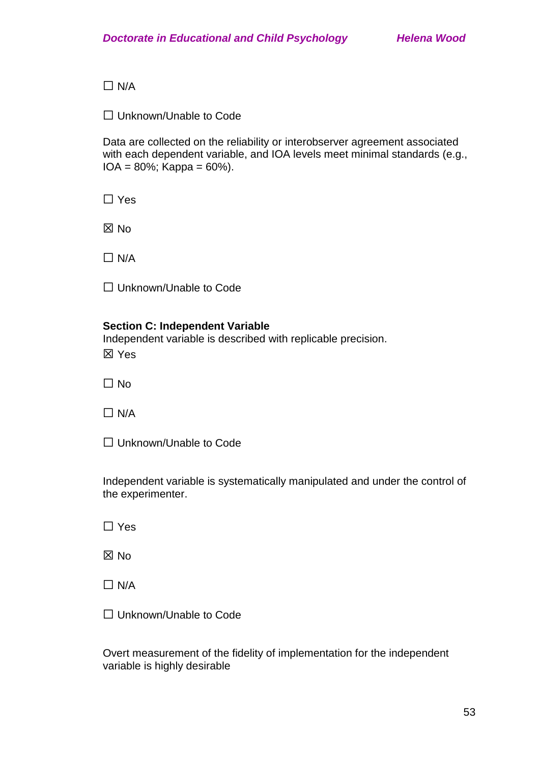☐ N/A

☐ Unknown/Unable to Code

Data are collected on the reliability or interobserver agreement associated with each dependent variable, and IOA levels meet minimal standards (e.g., IOA = 80%; Kappa = 60%).

☐ Yes

☒ No

☐ N/A

☐ Unknown/Unable to Code

**Section C: Independent Variable**
Independent variable is described with replicable precision.

☒ Yes

☐ No

☐ N/A

☐ Unknown/Unable to Code

Independent variable is systematically manipulated and under the control of the experimenter.

☐ Yes

☒ No

☐ N/A

☐ Unknown/Unable to Code

Overt measurement of the fidelity of implementation for the independent variable is highly desirable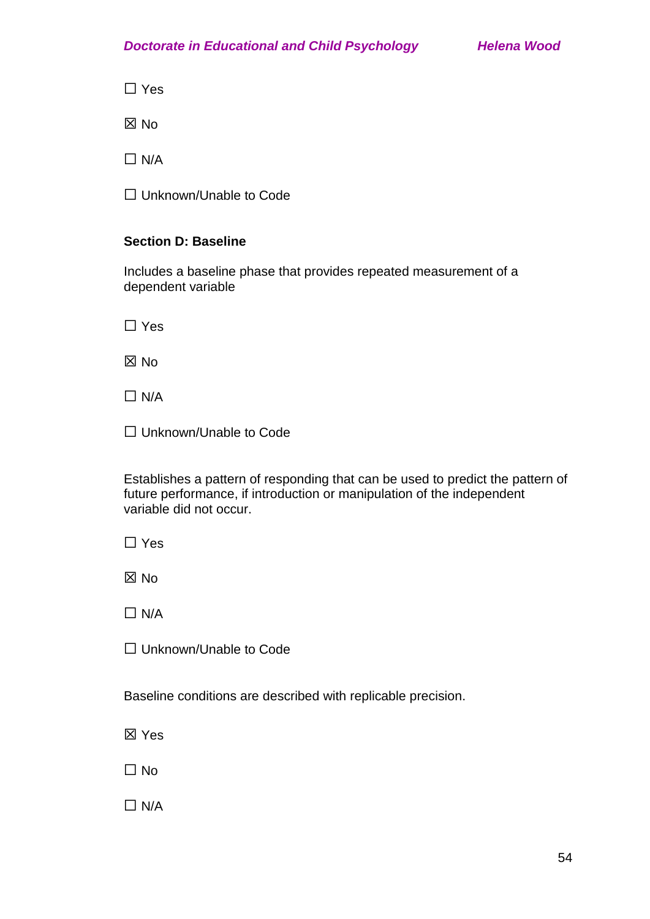☐ Yes

☒ No

☐ N/A

☐ Unknown/Unable to Code

**Section D: Baseline**

Includes a baseline phase that provides repeated measurement of a dependent variable

☐ Yes

☒ No

☐ N/A

☐ Unknown/Unable to Code

Establishes a pattern of responding that can be used to predict the pattern of future performance, if introduction or manipulation of the independent variable did not occur.

☐ Yes

☒ No

☐ N/A

☐ Unknown/Unable to Code

Baseline conditions are described with replicable precision.

☒ Yes

☐ No

☐ N/A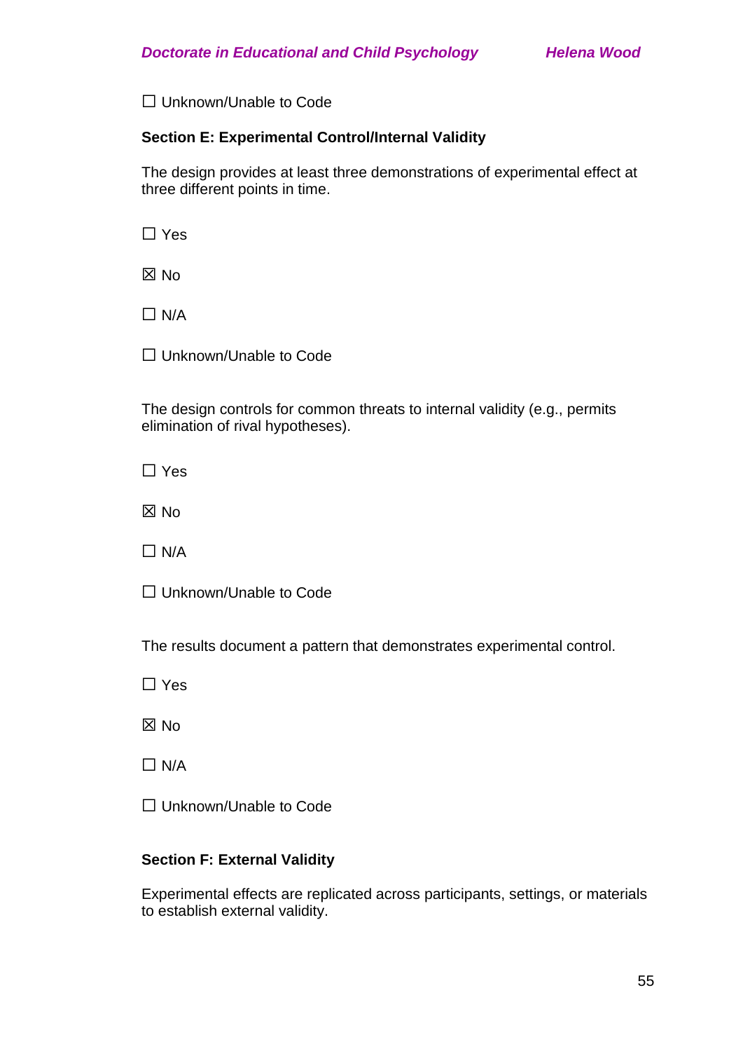☐ Unknown/Unable to Code

**Section E: Experimental Control/Internal Validity**

The design provides at least three demonstrations of experimental effect at three different points in time.

☐ Yes

☒ No

☐ N/A

☐ Unknown/Unable to Code

The design controls for common threats to internal validity (e.g., permits elimination of rival hypotheses).

☐ Yes

☒ No

☐ N/A

☐ Unknown/Unable to Code

The results document a pattern that demonstrates experimental control.

☐ Yes

☒ No

☐ N/A

☐ Unknown/Unable to Code

**Section F: External Validity**

Experimental effects are replicated across participants, settings, or materials to establish external validity.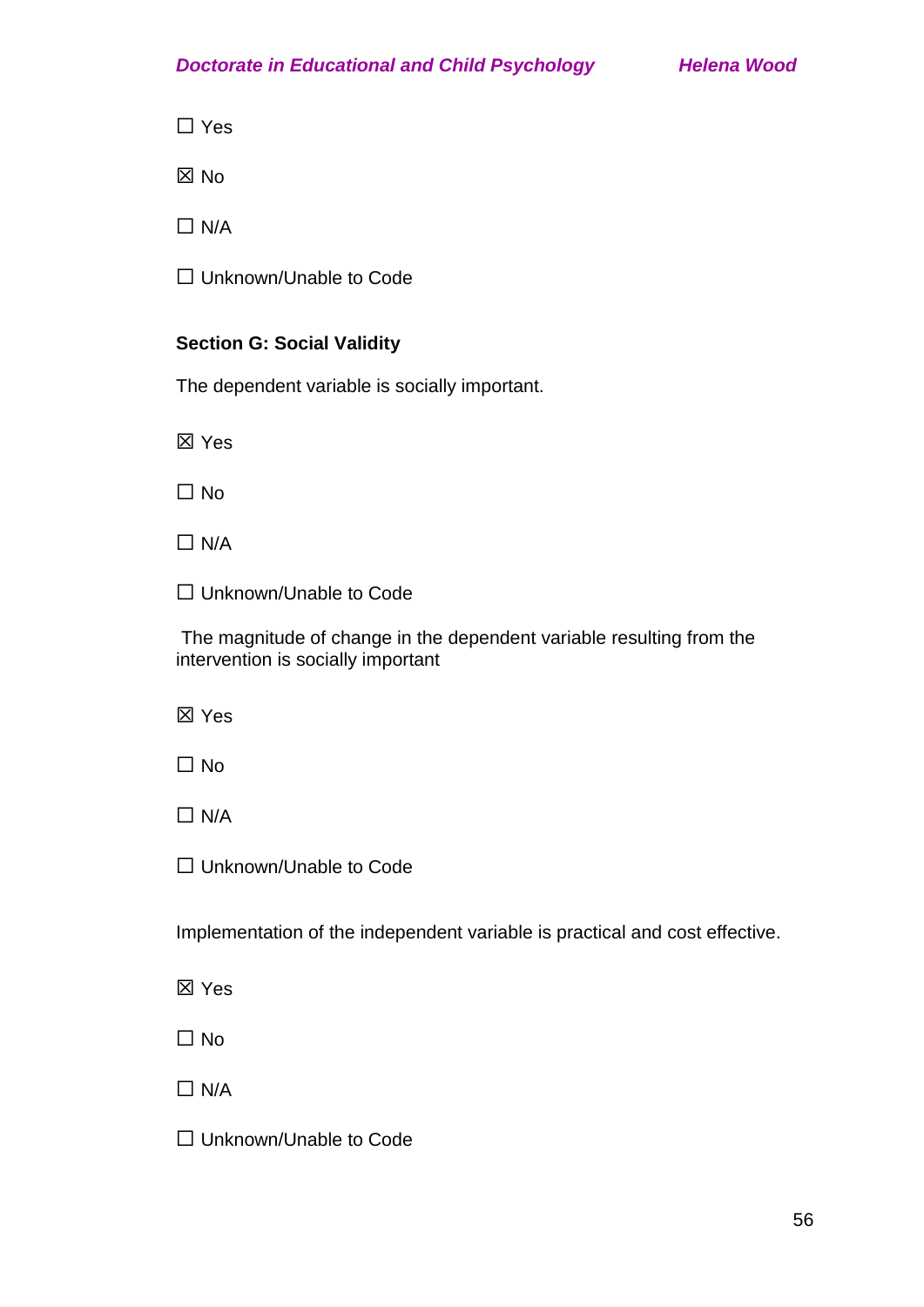☐ Yes

☒ No

☐ N/A

☐ Unknown/Unable to Code

**Section G: Social Validity**

The dependent variable is socially important.

☒ Yes

☐ No

☐ N/A

☐ Unknown/Unable to Code

The magnitude of change in the dependent variable resulting from the intervention is socially important

☒ Yes

☐ No

☐ N/A

☐ Unknown/Unable to Code

Implementation of the independent variable is practical and cost effective.

☒ Yes

☐ No

☐ N/A

☐ Unknown/Unable to Code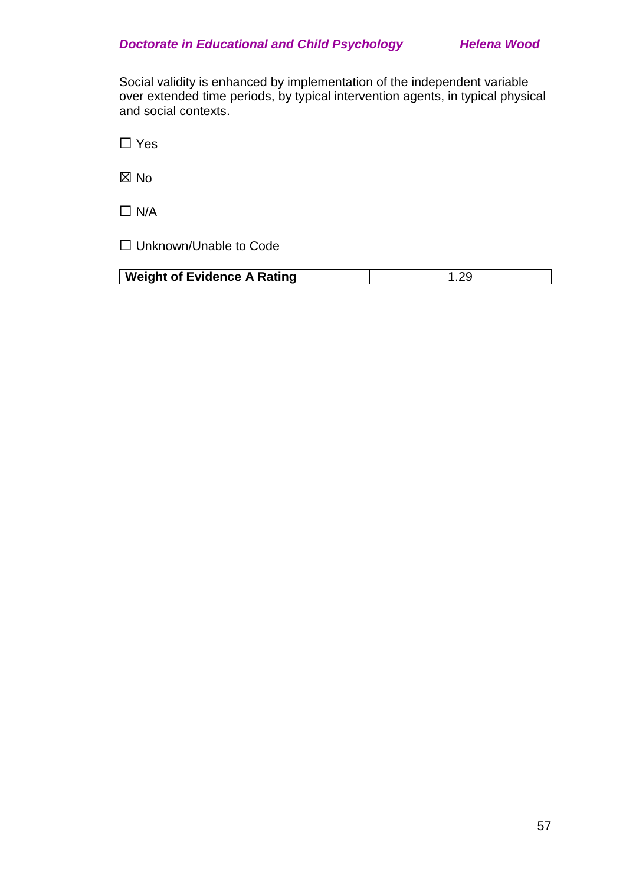Social validity is enhanced by implementation of the independent variable over extended time periods, by typical intervention agents, in typical physical and social contexts.

☐ Yes

☒ No

☐ N/A

☐ Unknown/Unable to Code

| | |
|---|---|
| **Weight of Evidence A Rating** | 1.29 |